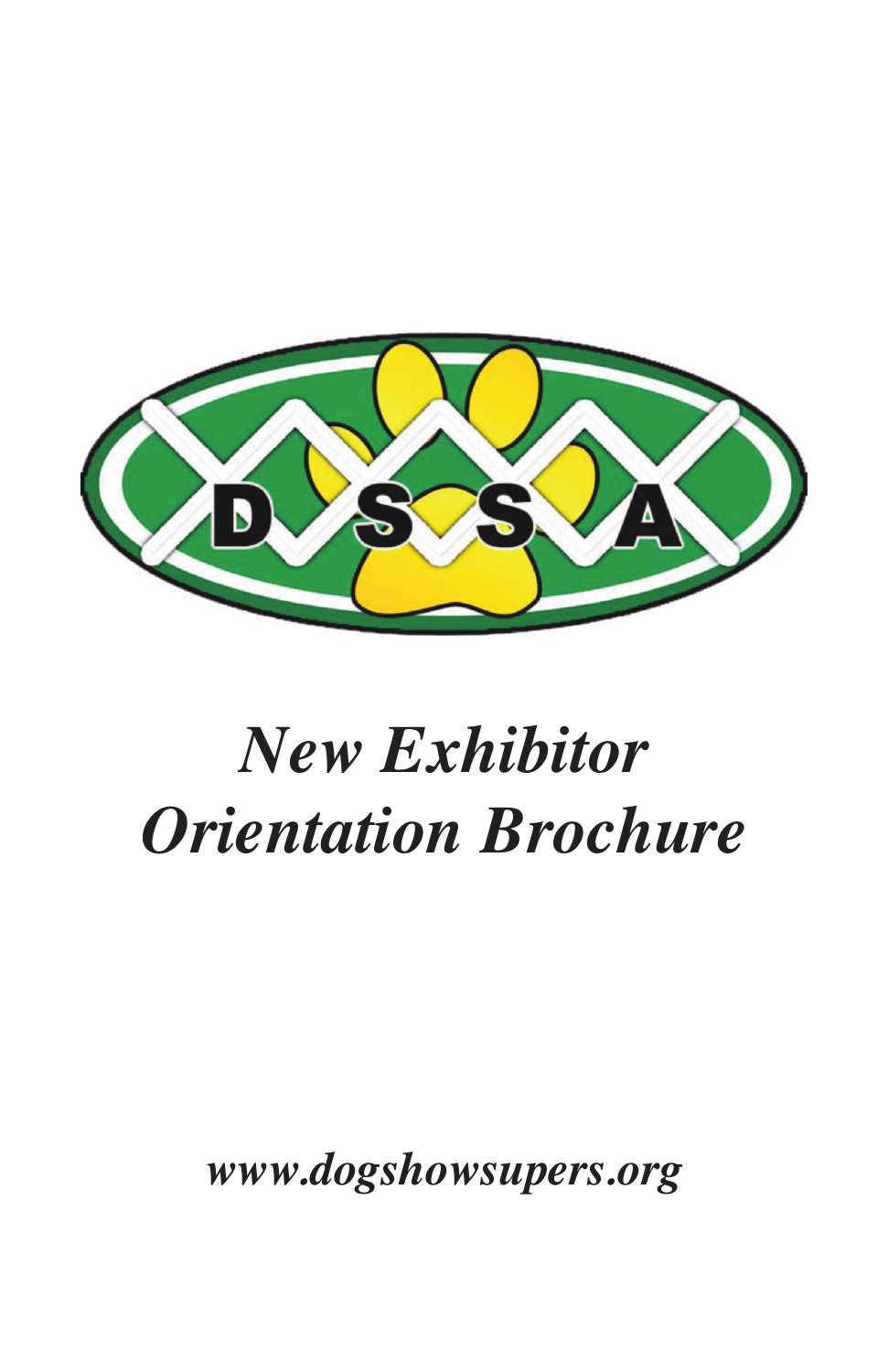DSSA

# *New Exhibitor Orientation Brochure*

***www.dogshowsupers.org***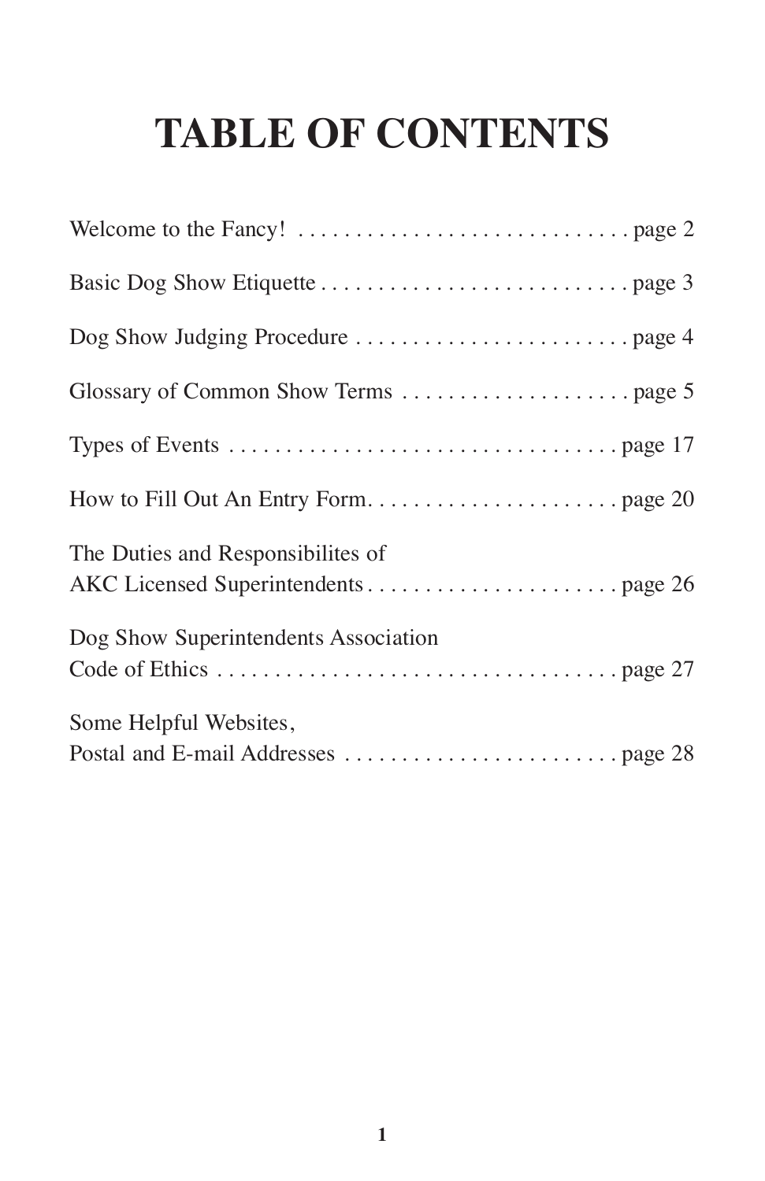# TABLE OF CONTENTS

Welcome to the Fancy! . . . . . . . . . . . . . . . . . . . . . . . . . . . . . page 2

Basic Dog Show Etiquette . . . . . . . . . . . . . . . . . . . . . . . . . . . page 3

Dog Show Judging Procedure . . . . . . . . . . . . . . . . . . . . . . . . page 4

Glossary of Common Show Terms . . . . . . . . . . . . . . . . . . . . page 5

Types of Events . . . . . . . . . . . . . . . . . . . . . . . . . . . . . . . . . . page 17

How to Fill Out An Entry Form. . . . . . . . . . . . . . . . . . . . . . . page 20

The Duties and Responsibilites of
AKC Licensed Superintendents . . . . . . . . . . . . . . . . . . . . . . page 26

Dog Show Superintendents Association
Code of Ethics . . . . . . . . . . . . . . . . . . . . . . . . . . . . . . . . . . . page 27

Some Helpful Websites,
Postal and E-mail Addresses . . . . . . . . . . . . . . . . . . . . . . . . page 28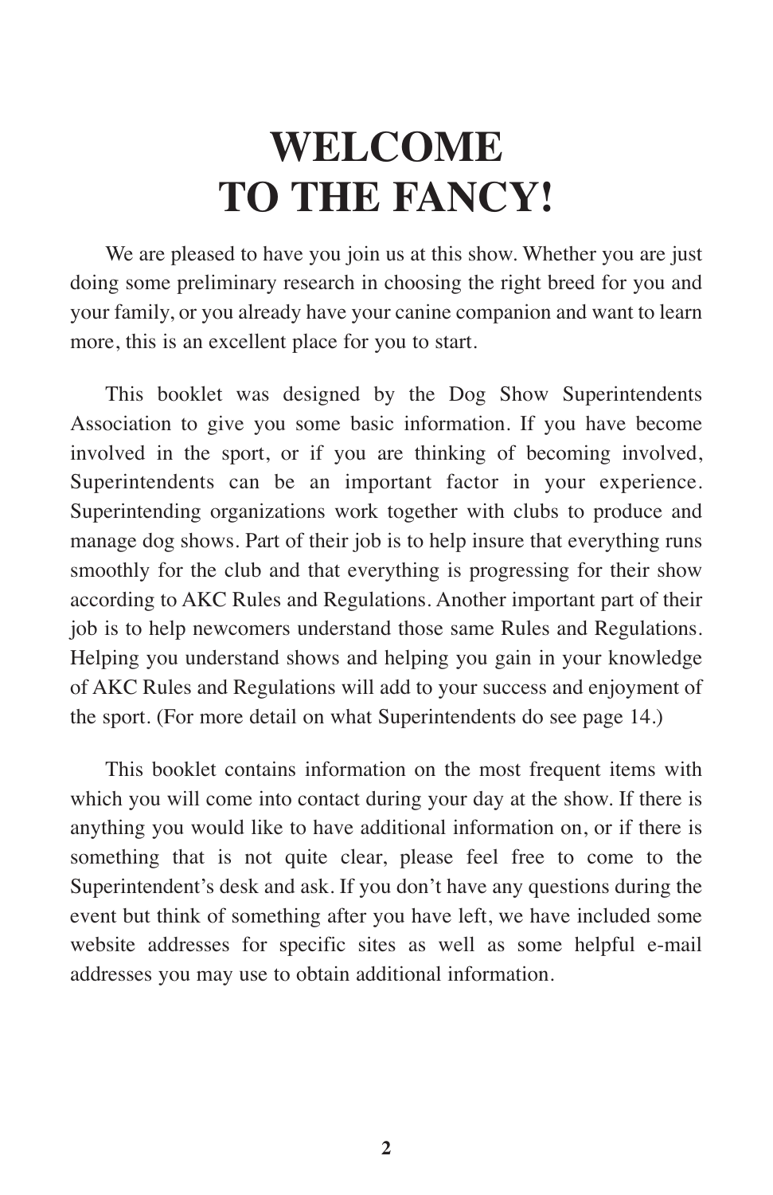# WELCOME TO THE FANCY!

We are pleased to have you join us at this show. Whether you are just doing some preliminary research in choosing the right breed for you and your family, or you already have your canine companion and want to learn more, this is an excellent place for you to start.

This booklet was designed by the Dog Show Superintendents Association to give you some basic information. If you have become involved in the sport, or if you are thinking of becoming involved, Superintendents can be an important factor in your experience. Superintending organizations work together with clubs to produce and manage dog shows. Part of their job is to help insure that everything runs smoothly for the club and that everything is progressing for their show according to AKC Rules and Regulations. Another important part of their job is to help newcomers understand those same Rules and Regulations. Helping you understand shows and helping you gain in your knowledge of AKC Rules and Regulations will add to your success and enjoyment of the sport. (For more detail on what Superintendents do see page 14.)

This booklet contains information on the most frequent items with which you will come into contact during your day at the show. If there is anything you would like to have additional information on, or if there is something that is not quite clear, please feel free to come to the Superintendent's desk and ask. If you don't have any questions during the event but think of something after you have left, we have included some website addresses for specific sites as well as some helpful e-mail addresses you may use to obtain additional information.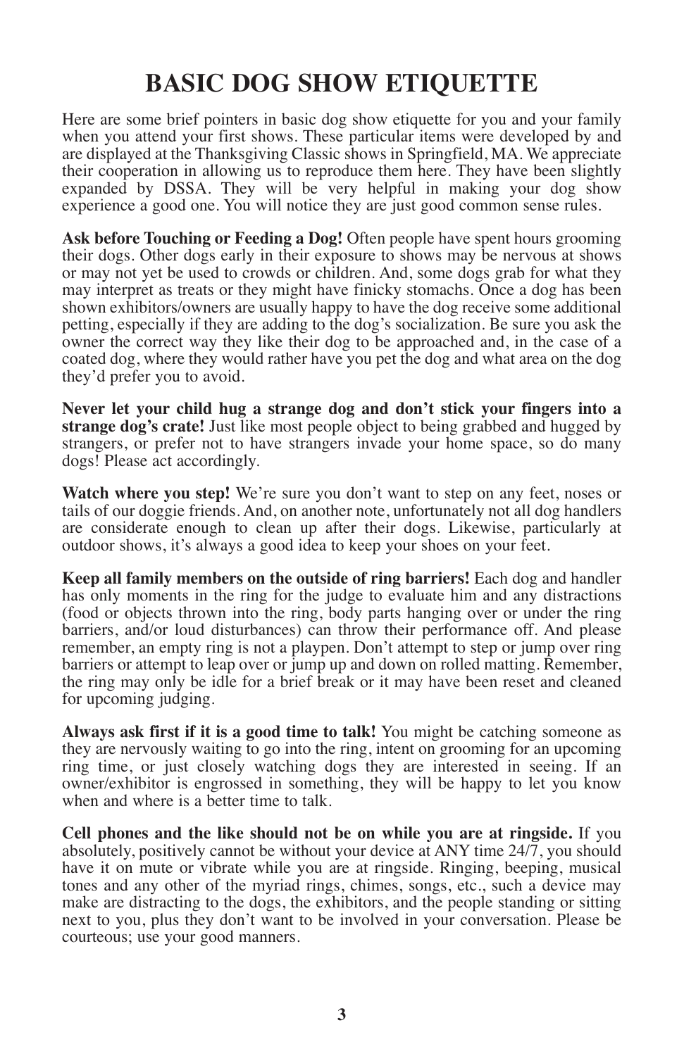# BASIC DOG SHOW ETIQUETTE

Here are some brief pointers in basic dog show etiquette for you and your family when you attend your first shows. These particular items were developed by and are displayed at the Thanksgiving Classic shows in Springfield, MA. We appreciate their cooperation in allowing us to reproduce them here. They have been slightly expanded by DSSA. They will be very helpful in making your dog show experience a good one. You will notice they are just good common sense rules.

**Ask before Touching or Feeding a Dog!** Often people have spent hours grooming their dogs. Other dogs early in their exposure to shows may be nervous at shows or may not yet be used to crowds or children. And, some dogs grab for what they may interpret as treats or they might have finicky stomachs. Once a dog has been shown exhibitors/owners are usually happy to have the dog receive some additional petting, especially if they are adding to the dog's socialization. Be sure you ask the owner the correct way they like their dog to be approached and, in the case of a coated dog, where they would rather have you pet the dog and what area on the dog they'd prefer you to avoid.

**Never let your child hug a strange dog and don't stick your fingers into a strange dog's crate!** Just like most people object to being grabbed and hugged by strangers, or prefer not to have strangers invade your home space, so do many dogs! Please act accordingly.

**Watch where you step!** We're sure you don't want to step on any feet, noses or tails of our doggie friends. And, on another note, unfortunately not all dog handlers are considerate enough to clean up after their dogs. Likewise, particularly at outdoor shows, it's always a good idea to keep your shoes on your feet.

**Keep all family members on the outside of ring barriers!** Each dog and handler has only moments in the ring for the judge to evaluate him and any distractions (food or objects thrown into the ring, body parts hanging over or under the ring barriers, and/or loud disturbances) can throw their performance off. And please remember, an empty ring is not a playpen. Don't attempt to step or jump over ring barriers or attempt to leap over or jump up and down on rolled matting. Remember, the ring may only be idle for a brief break or it may have been reset and cleaned for upcoming judging.

**Always ask first if it is a good time to talk!** You might be catching someone as they are nervously waiting to go into the ring, intent on grooming for an upcoming ring time, or just closely watching dogs they are interested in seeing. If an owner/exhibitor is engrossed in something, they will be happy to let you know when and where is a better time to talk.

**Cell phones and the like should not be on while you are at ringside.** If you absolutely, positively cannot be without your device at ANY time 24/7, you should have it on mute or vibrate while you are at ringside. Ringing, beeping, musical tones and any other of the myriad rings, chimes, songs, etc., such a device may make are distracting to the dogs, the exhibitors, and the people standing or sitting next to you, plus they don't want to be involved in your conversation. Please be courteous; use your good manners.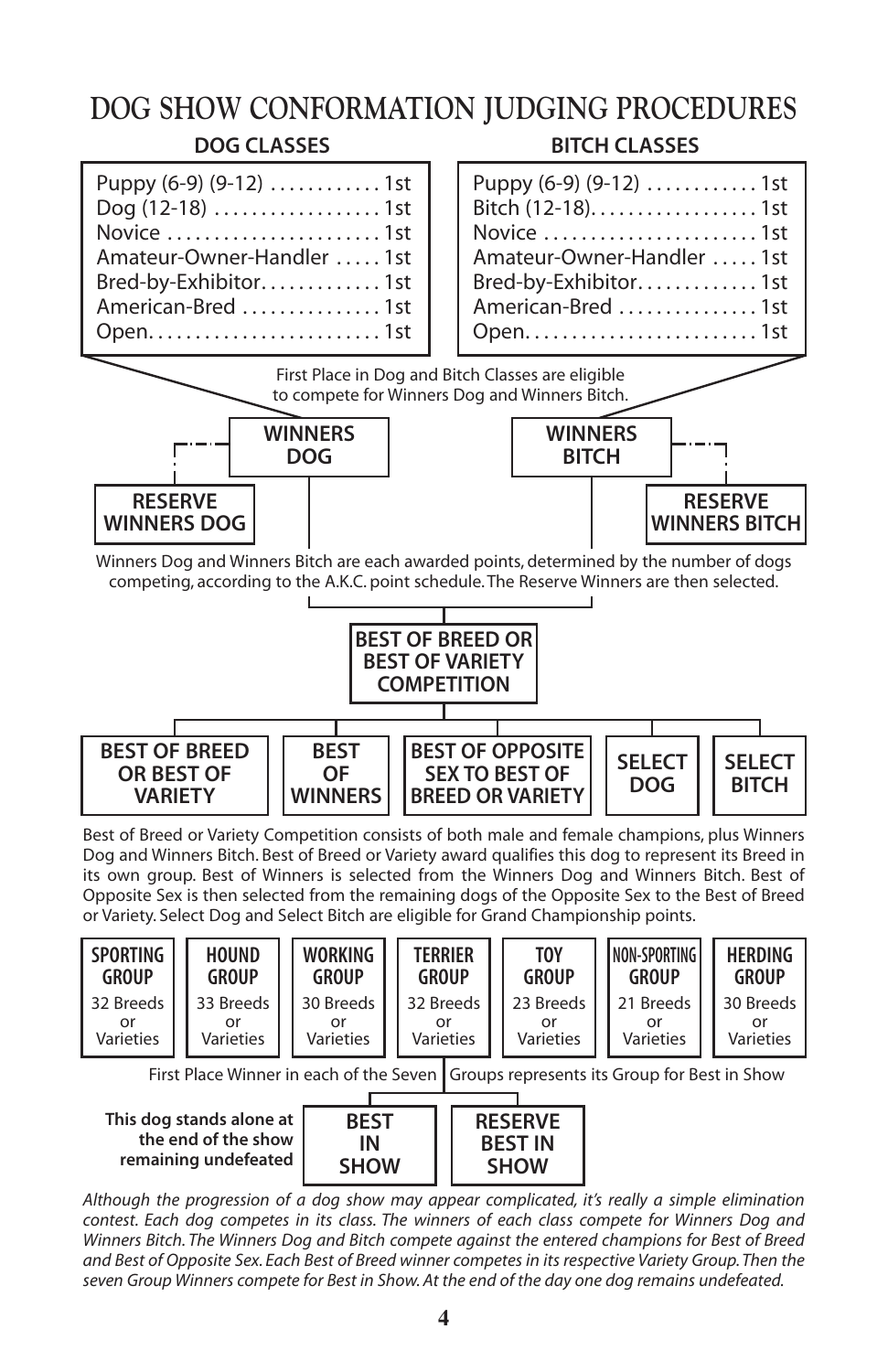# DOG SHOW CONFORMATION JUDGING PROCEDURES

**DOG CLASSES**

- Puppy (6-9) (9-12) . . . . . . . . . . . 1st
- Dog (12-18) . . . . . . . . . . . . . . . . . 1st
- Novice . . . . . . . . . . . . . . . . . . . . . . 1st
- Amateur-Owner-Handler . . . . . 1st
- Bred-by-Exhibitor. . . . . . . . . . . . 1st
- American-Bred . . . . . . . . . . . . . . 1st
- Open. . . . . . . . . . . . . . . . . . . . . . . . 1st

**BITCH CLASSES**

- Puppy (6-9) (9-12) . . . . . . . . . . . 1st
- Bitch (12-18). . . . . . . . . . . . . . . . 1st
- Novice . . . . . . . . . . . . . . . . . . . . . . 1st
- Amateur-Owner-Handler . . . . . 1st
- Bred-by-Exhibitor. . . . . . . . . . . . 1st
- American-Bred . . . . . . . . . . . . . . 1st
- Open. . . . . . . . . . . . . . . . . . . . . . . . 1st

First Place in Dog and Bitch Classes are eligible to compete for Winners Dog and Winners Bitch.

**WINNERS DOG** — **RESERVE WINNERS DOG**

**WINNERS BITCH** — **RESERVE WINNERS BITCH**

Winners Dog and Winners Bitch are each awarded points, determined by the number of dogs competing, according to the A.K.C. point schedule. The Reserve Winners are then selected.

**BEST OF BREED OR BEST OF VARIETY COMPETITION**

**BEST OF BREED OR BEST OF VARIETY** | **BEST OF WINNERS** | **BEST OF OPPOSITE SEX TO BEST OF BREED OR VARIETY** | **SELECT DOG** | **SELECT BITCH**

Best of Breed or Variety Competition consists of both male and female champions, plus Winners Dog and Winners Bitch. Best of Breed or Variety award qualifies this dog to represent its Breed in its own group. Best of Winners is selected from the Winners Dog and Winners Bitch. Best of Opposite Sex is then selected from the remaining dogs of the Opposite Sex to the Best of Breed or Variety. Select Dog and Select Bitch are eligible for Grand Championship points.

| SPORTING GROUP | HOUND GROUP | WORKING GROUP | TERRIER GROUP | TOY GROUP | NON-SPORTING GROUP | HERDING GROUP |
|---|---|---|---|---|---|---|
| 32 Breeds or Varieties | 33 Breeds or Varieties | 30 Breeds or Varieties | 32 Breeds or Varieties | 23 Breeds or Varieties | 21 Breeds or Varieties | 30 Breeds or Varieties |

First Place Winner in each of the Seven Groups represents its Group for Best in Show

**This dog stands alone at the end of the show remaining undefeated** — **BEST IN SHOW** | **RESERVE BEST IN SHOW**

*Although the progression of a dog show may appear complicated, it's really a simple elimination contest. Each dog competes in its class. The winners of each class compete for Winners Dog and Winners Bitch. The Winners Dog and Bitch compete against the entered champions for Best of Breed and Best of Opposite Sex. Each Best of Breed winner competes in its respective Variety Group. Then the seven Group Winners compete for Best in Show. At the end of the day one dog remains undefeated.*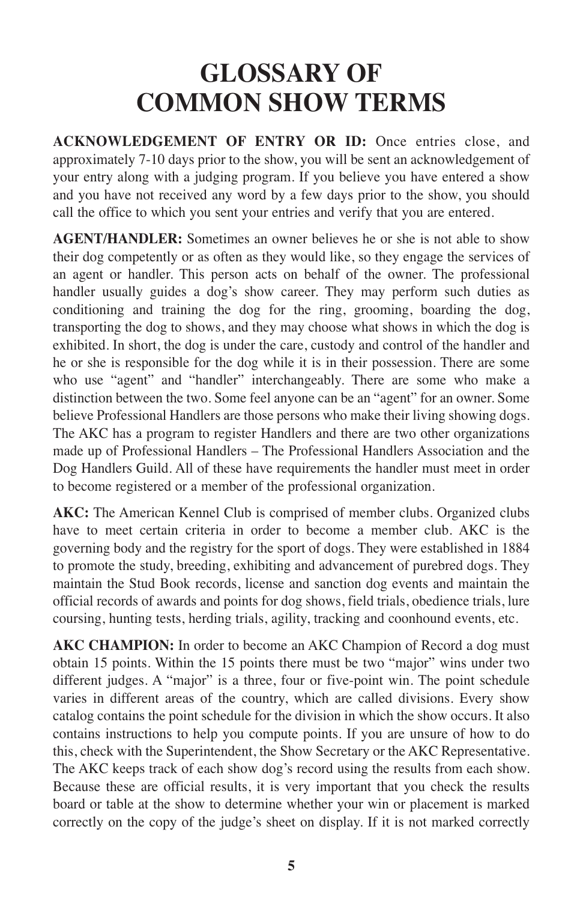# GLOSSARY OF COMMON SHOW TERMS

**ACKNOWLEDGEMENT OF ENTRY OR ID:** Once entries close, and approximately 7-10 days prior to the show, you will be sent an acknowledgement of your entry along with a judging program. If you believe you have entered a show and you have not received any word by a few days prior to the show, you should call the office to which you sent your entries and verify that you are entered.

**AGENT/HANDLER:** Sometimes an owner believes he or she is not able to show their dog competently or as often as they would like, so they engage the services of an agent or handler. This person acts on behalf of the owner. The professional handler usually guides a dog's show career. They may perform such duties as conditioning and training the dog for the ring, grooming, boarding the dog, transporting the dog to shows, and they may choose what shows in which the dog is exhibited. In short, the dog is under the care, custody and control of the handler and he or she is responsible for the dog while it is in their possession. There are some who use "agent" and "handler" interchangeably. There are some who make a distinction between the two. Some feel anyone can be an "agent" for an owner. Some believe Professional Handlers are those persons who make their living showing dogs. The AKC has a program to register Handlers and there are two other organizations made up of Professional Handlers – The Professional Handlers Association and the Dog Handlers Guild. All of these have requirements the handler must meet in order to become registered or a member of the professional organization.

**AKC:** The American Kennel Club is comprised of member clubs. Organized clubs have to meet certain criteria in order to become a member club. AKC is the governing body and the registry for the sport of dogs. They were established in 1884 to promote the study, breeding, exhibiting and advancement of purebred dogs. They maintain the Stud Book records, license and sanction dog events and maintain the official records of awards and points for dog shows, field trials, obedience trials, lure coursing, hunting tests, herding trials, agility, tracking and coonhound events, etc.

**AKC CHAMPION:** In order to become an AKC Champion of Record a dog must obtain 15 points. Within the 15 points there must be two "major" wins under two different judges. A "major" is a three, four or five-point win. The point schedule varies in different areas of the country, which are called divisions. Every show catalog contains the point schedule for the division in which the show occurs. It also contains instructions to help you compute points. If you are unsure of how to do this, check with the Superintendent, the Show Secretary or the AKC Representative. The AKC keeps track of each show dog's record using the results from each show. Because these are official results, it is very important that you check the results board or table at the show to determine whether your win or placement is marked correctly on the copy of the judge's sheet on display. If it is not marked correctly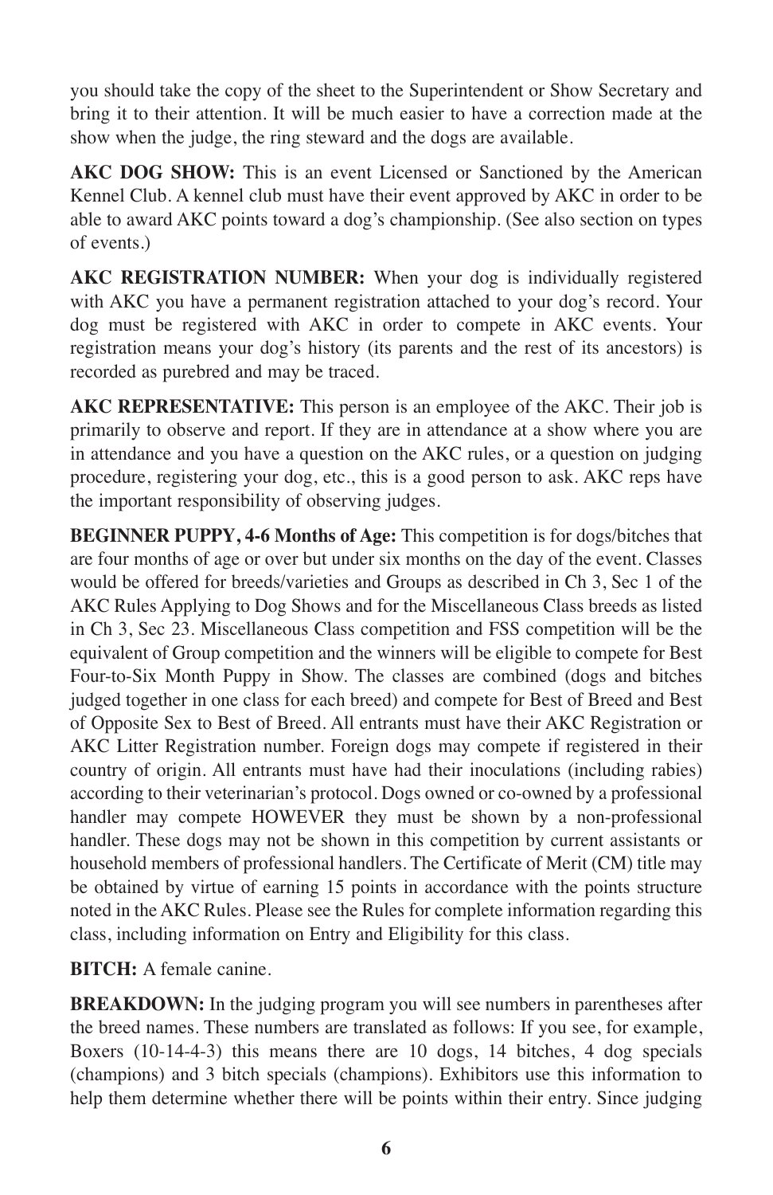you should take the copy of the sheet to the Superintendent or Show Secretary and bring it to their attention. It will be much easier to have a correction made at the show when the judge, the ring steward and the dogs are available.

**AKC DOG SHOW:** This is an event Licensed or Sanctioned by the American Kennel Club. A kennel club must have their event approved by AKC in order to be able to award AKC points toward a dog's championship. (See also section on types of events.)

**AKC REGISTRATION NUMBER:** When your dog is individually registered with AKC you have a permanent registration attached to your dog's record. Your dog must be registered with AKC in order to compete in AKC events. Your registration means your dog's history (its parents and the rest of its ancestors) is recorded as purebred and may be traced.

**AKC REPRESENTATIVE:** This person is an employee of the AKC. Their job is primarily to observe and report. If they are in attendance at a show where you are in attendance and you have a question on the AKC rules, or a question on judging procedure, registering your dog, etc., this is a good person to ask. AKC reps have the important responsibility of observing judges.

**BEGINNER PUPPY, 4-6 Months of Age:** This competition is for dogs/bitches that are four months of age or over but under six months on the day of the event. Classes would be offered for breeds/varieties and Groups as described in Ch 3, Sec 1 of the AKC Rules Applying to Dog Shows and for the Miscellaneous Class breeds as listed in Ch 3, Sec 23. Miscellaneous Class competition and FSS competition will be the equivalent of Group competition and the winners will be eligible to compete for Best Four-to-Six Month Puppy in Show. The classes are combined (dogs and bitches judged together in one class for each breed) and compete for Best of Breed and Best of Opposite Sex to Best of Breed. All entrants must have their AKC Registration or AKC Litter Registration number. Foreign dogs may compete if registered in their country of origin. All entrants must have had their inoculations (including rabies) according to their veterinarian's protocol. Dogs owned or co-owned by a professional handler may compete HOWEVER they must be shown by a non-professional handler. These dogs may not be shown in this competition by current assistants or household members of professional handlers. The Certificate of Merit (CM) title may be obtained by virtue of earning 15 points in accordance with the points structure noted in the AKC Rules. Please see the Rules for complete information regarding this class, including information on Entry and Eligibility for this class.

**BITCH:** A female canine.

**BREAKDOWN:** In the judging program you will see numbers in parentheses after the breed names. These numbers are translated as follows: If you see, for example, Boxers (10-14-4-3) this means there are 10 dogs, 14 bitches, 4 dog specials (champions) and 3 bitch specials (champions). Exhibitors use this information to help them determine whether there will be points within their entry. Since judging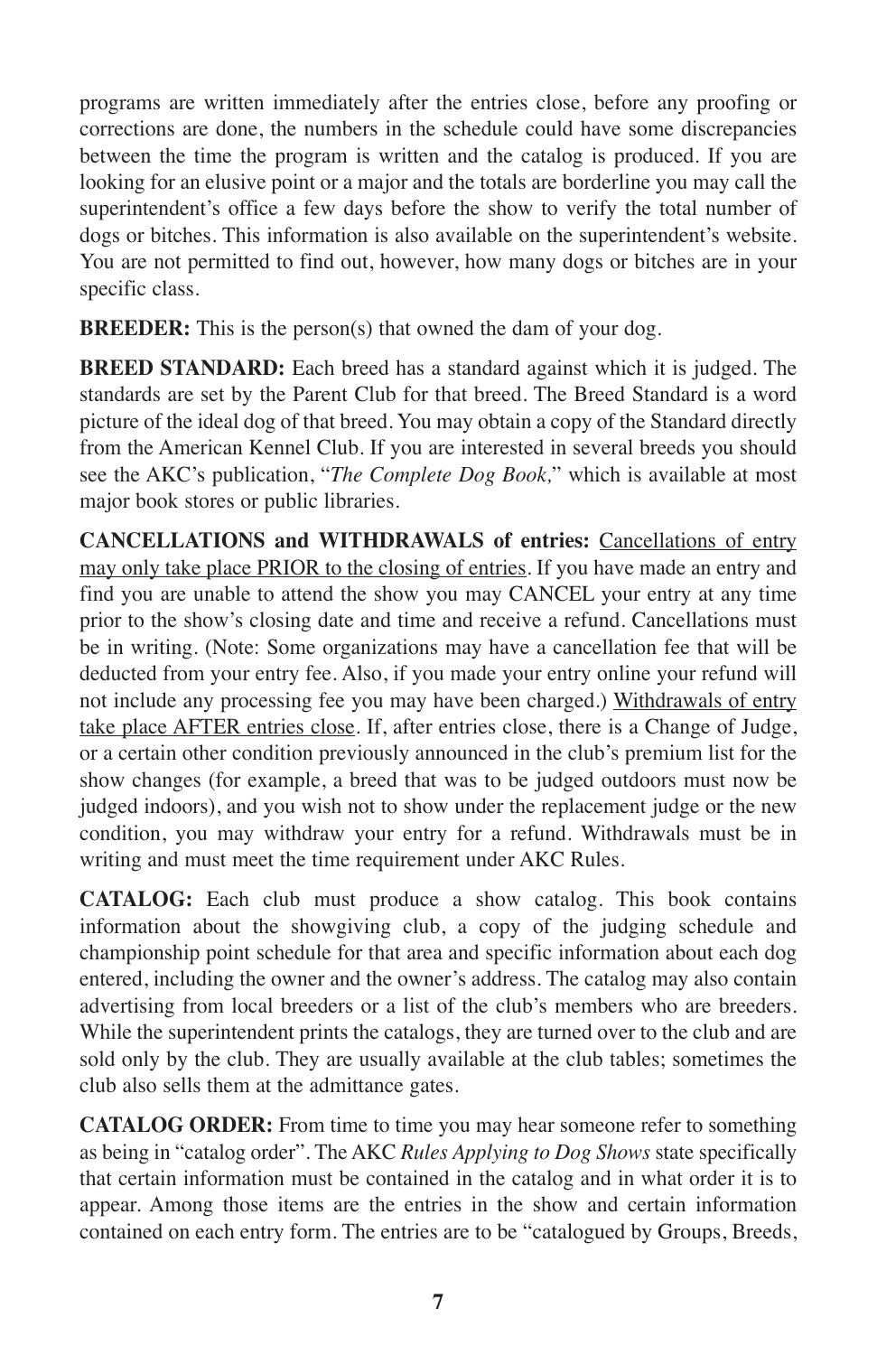programs are written immediately after the entries close, before any proofing or corrections are done, the numbers in the schedule could have some discrepancies between the time the program is written and the catalog is produced. If you are looking for an elusive point or a major and the totals are borderline you may call the superintendent's office a few days before the show to verify the total number of dogs or bitches. This information is also available on the superintendent's website. You are not permitted to find out, however, how many dogs or bitches are in your specific class.

**BREEDER:** This is the person(s) that owned the dam of your dog.

**BREED STANDARD:** Each breed has a standard against which it is judged. The standards are set by the Parent Club for that breed. The Breed Standard is a word picture of the ideal dog of that breed. You may obtain a copy of the Standard directly from the American Kennel Club. If you are interested in several breeds you should see the AKC's publication, "*The Complete Dog Book,*" which is available at most major book stores or public libraries.

**CANCELLATIONS and WITHDRAWALS of entries:** <u>Cancellations of entry may only take place PRIOR to the closing of entries</u>. If you have made an entry and find you are unable to attend the show you may CANCEL your entry at any time prior to the show's closing date and time and receive a refund. Cancellations must be in writing. (Note: Some organizations may have a cancellation fee that will be deducted from your entry fee. Also, if you made your entry online your refund will not include any processing fee you may have been charged.) <u>Withdrawals of entry take place AFTER entries close</u>. If, after entries close, there is a Change of Judge, or a certain other condition previously announced in the club's premium list for the show changes (for example, a breed that was to be judged outdoors must now be judged indoors), and you wish not to show under the replacement judge or the new condition, you may withdraw your entry for a refund. Withdrawals must be in writing and must meet the time requirement under AKC Rules.

**CATALOG:** Each club must produce a show catalog. This book contains information about the showgiving club, a copy of the judging schedule and championship point schedule for that area and specific information about each dog entered, including the owner and the owner's address. The catalog may also contain advertising from local breeders or a list of the club's members who are breeders. While the superintendent prints the catalogs, they are turned over to the club and are sold only by the club. They are usually available at the club tables; sometimes the club also sells them at the admittance gates.

**CATALOG ORDER:** From time to time you may hear someone refer to something as being in "catalog order". The AKC *Rules Applying to Dog Shows* state specifically that certain information must be contained in the catalog and in what order it is to appear. Among those items are the entries in the show and certain information contained on each entry form. The entries are to be "catalogued by Groups, Breeds,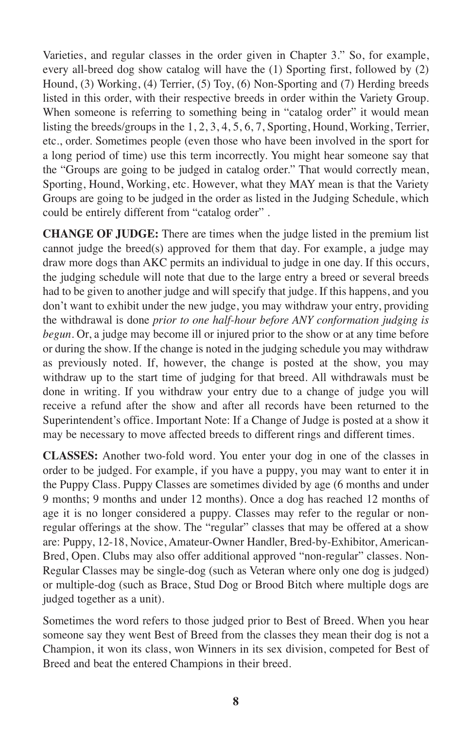Varieties, and regular classes in the order given in Chapter 3." So, for example, every all-breed dog show catalog will have the (1) Sporting first, followed by (2) Hound, (3) Working, (4) Terrier, (5) Toy, (6) Non-Sporting and (7) Herding breeds listed in this order, with their respective breeds in order within the Variety Group. When someone is referring to something being in "catalog order" it would mean listing the breeds/groups in the 1, 2, 3, 4, 5, 6, 7, Sporting, Hound, Working, Terrier, etc., order. Sometimes people (even those who have been involved in the sport for a long period of time) use this term incorrectly. You might hear someone say that the "Groups are going to be judged in catalog order." That would correctly mean, Sporting, Hound, Working, etc. However, what they MAY mean is that the Variety Groups are going to be judged in the order as listed in the Judging Schedule, which could be entirely different from "catalog order" .

**CHANGE OF JUDGE:** There are times when the judge listed in the premium list cannot judge the breed(s) approved for them that day. For example, a judge may draw more dogs than AKC permits an individual to judge in one day. If this occurs, the judging schedule will note that due to the large entry a breed or several breeds had to be given to another judge and will specify that judge. If this happens, and you don't want to exhibit under the new judge, you may withdraw your entry, providing the withdrawal is done *prior to one half-hour before ANY conformation judging is begun*. Or, a judge may become ill or injured prior to the show or at any time before or during the show. If the change is noted in the judging schedule you may withdraw as previously noted. If, however, the change is posted at the show, you may withdraw up to the start time of judging for that breed. All withdrawals must be done in writing. If you withdraw your entry due to a change of judge you will receive a refund after the show and after all records have been returned to the Superintendent's office. Important Note: If a Change of Judge is posted at a show it may be necessary to move affected breeds to different rings and different times.

**CLASSES:** Another two-fold word. You enter your dog in one of the classes in order to be judged. For example, if you have a puppy, you may want to enter it in the Puppy Class. Puppy Classes are sometimes divided by age (6 months and under 9 months; 9 months and under 12 months). Once a dog has reached 12 months of age it is no longer considered a puppy. Classes may refer to the regular or non-regular offerings at the show. The "regular" classes that may be offered at a show are: Puppy, 12-18, Novice, Amateur-Owner Handler, Bred-by-Exhibitor, American-Bred, Open. Clubs may also offer additional approved "non-regular" classes. Non-Regular Classes may be single-dog (such as Veteran where only one dog is judged) or multiple-dog (such as Brace, Stud Dog or Brood Bitch where multiple dogs are judged together as a unit).

Sometimes the word refers to those judged prior to Best of Breed. When you hear someone say they went Best of Breed from the classes they mean their dog is not a Champion, it won its class, won Winners in its sex division, competed for Best of Breed and beat the entered Champions in their breed.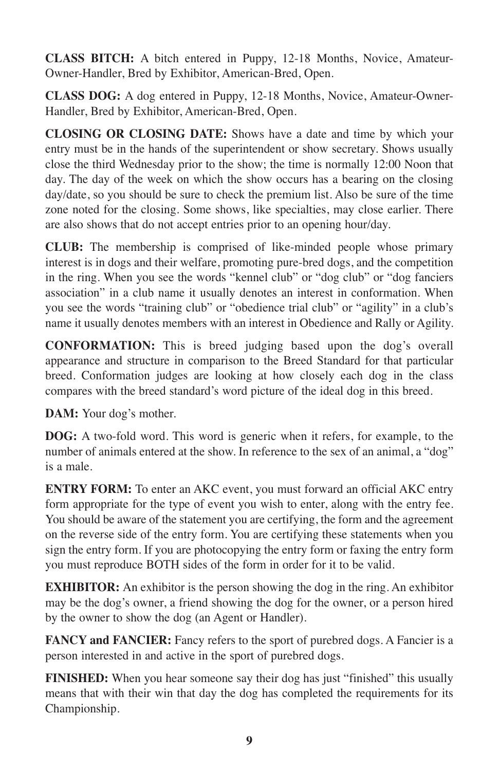**CLASS BITCH:** A bitch entered in Puppy, 12-18 Months, Novice, Amateur-Owner-Handler, Bred by Exhibitor, American-Bred, Open.

**CLASS DOG:** A dog entered in Puppy, 12-18 Months, Novice, Amateur-Owner-Handler, Bred by Exhibitor, American-Bred, Open.

**CLOSING OR CLOSING DATE:** Shows have a date and time by which your entry must be in the hands of the superintendent or show secretary. Shows usually close the third Wednesday prior to the show; the time is normally 12:00 Noon that day. The day of the week on which the show occurs has a bearing on the closing day/date, so you should be sure to check the premium list. Also be sure of the time zone noted for the closing. Some shows, like specialties, may close earlier. There are also shows that do not accept entries prior to an opening hour/day.

**CLUB:** The membership is comprised of like-minded people whose primary interest is in dogs and their welfare, promoting pure-bred dogs, and the competition in the ring. When you see the words "kennel club" or "dog club" or "dog fanciers association" in a club name it usually denotes an interest in conformation. When you see the words "training club" or "obedience trial club" or "agility" in a club's name it usually denotes members with an interest in Obedience and Rally or Agility.

**CONFORMATION:** This is breed judging based upon the dog's overall appearance and structure in comparison to the Breed Standard for that particular breed. Conformation judges are looking at how closely each dog in the class compares with the breed standard's word picture of the ideal dog in this breed.

**DAM:** Your dog's mother.

**DOG:** A two-fold word. This word is generic when it refers, for example, to the number of animals entered at the show. In reference to the sex of an animal, a "dog" is a male.

**ENTRY FORM:** To enter an AKC event, you must forward an official AKC entry form appropriate for the type of event you wish to enter, along with the entry fee. You should be aware of the statement you are certifying, the form and the agreement on the reverse side of the entry form. You are certifying these statements when you sign the entry form. If you are photocopying the entry form or faxing the entry form you must reproduce BOTH sides of the form in order for it to be valid.

**EXHIBITOR:** An exhibitor is the person showing the dog in the ring. An exhibitor may be the dog's owner, a friend showing the dog for the owner, or a person hired by the owner to show the dog (an Agent or Handler).

**FANCY and FANCIER:** Fancy refers to the sport of purebred dogs. A Fancier is a person interested in and active in the sport of purebred dogs.

**FINISHED:** When you hear someone say their dog has just "finished" this usually means that with their win that day the dog has completed the requirements for its Championship.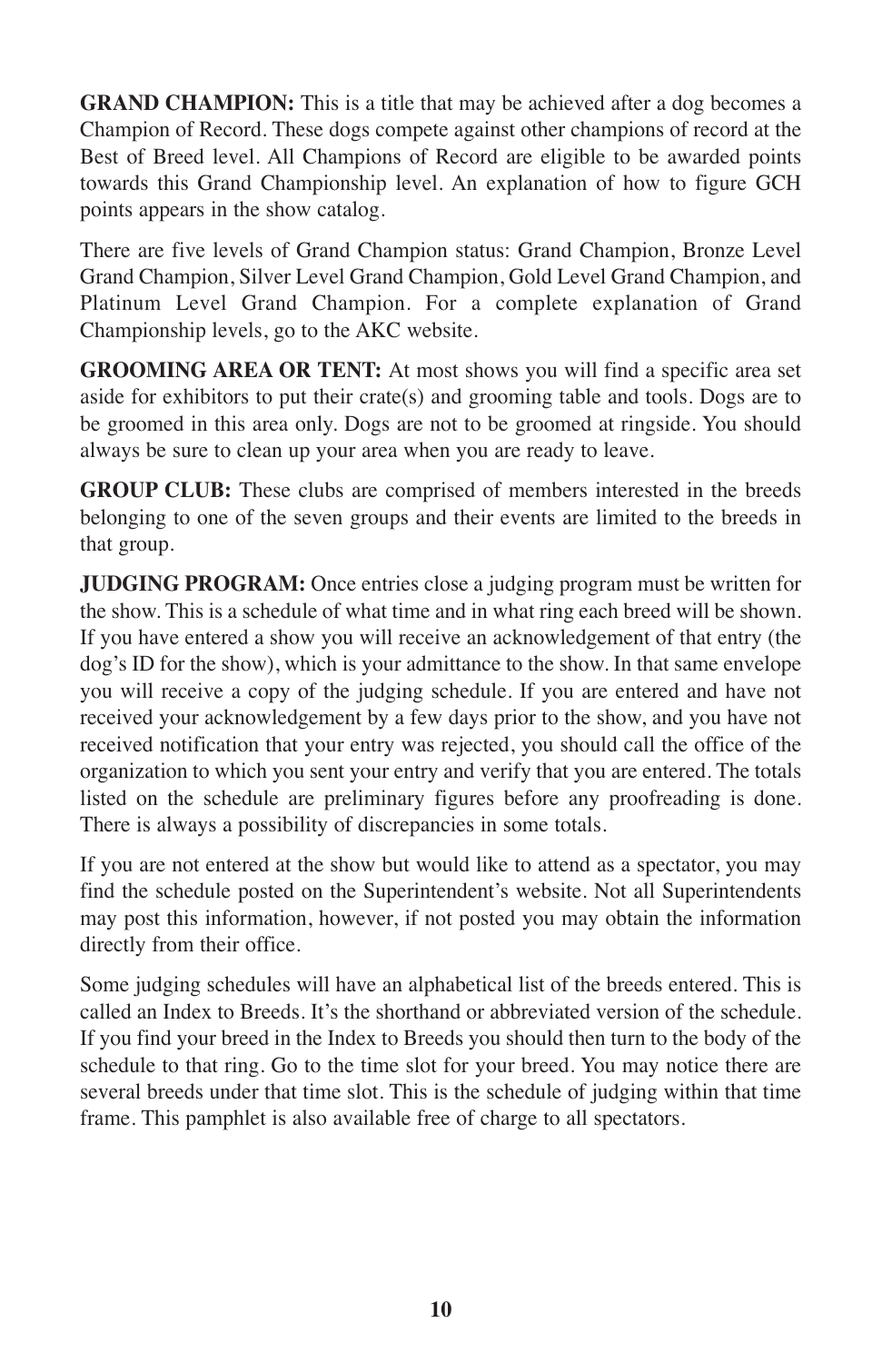**GRAND CHAMPION:** This is a title that may be achieved after a dog becomes a Champion of Record. These dogs compete against other champions of record at the Best of Breed level. All Champions of Record are eligible to be awarded points towards this Grand Championship level. An explanation of how to figure GCH points appears in the show catalog.

There are five levels of Grand Champion status: Grand Champion, Bronze Level Grand Champion, Silver Level Grand Champion, Gold Level Grand Champion, and Platinum Level Grand Champion. For a complete explanation of Grand Championship levels, go to the AKC website.

**GROOMING AREA OR TENT:** At most shows you will find a specific area set aside for exhibitors to put their crate(s) and grooming table and tools. Dogs are to be groomed in this area only. Dogs are not to be groomed at ringside. You should always be sure to clean up your area when you are ready to leave.

**GROUP CLUB:** These clubs are comprised of members interested in the breeds belonging to one of the seven groups and their events are limited to the breeds in that group.

**JUDGING PROGRAM:** Once entries close a judging program must be written for the show. This is a schedule of what time and in what ring each breed will be shown. If you have entered a show you will receive an acknowledgement of that entry (the dog's ID for the show), which is your admittance to the show. In that same envelope you will receive a copy of the judging schedule. If you are entered and have not received your acknowledgement by a few days prior to the show, and you have not received notification that your entry was rejected, you should call the office of the organization to which you sent your entry and verify that you are entered. The totals listed on the schedule are preliminary figures before any proofreading is done. There is always a possibility of discrepancies in some totals.

If you are not entered at the show but would like to attend as a spectator, you may find the schedule posted on the Superintendent's website. Not all Superintendents may post this information, however, if not posted you may obtain the information directly from their office.

Some judging schedules will have an alphabetical list of the breeds entered. This is called an Index to Breeds. It's the shorthand or abbreviated version of the schedule. If you find your breed in the Index to Breeds you should then turn to the body of the schedule to that ring. Go to the time slot for your breed. You may notice there are several breeds under that time slot. This is the schedule of judging within that time frame. This pamphlet is also available free of charge to all spectators.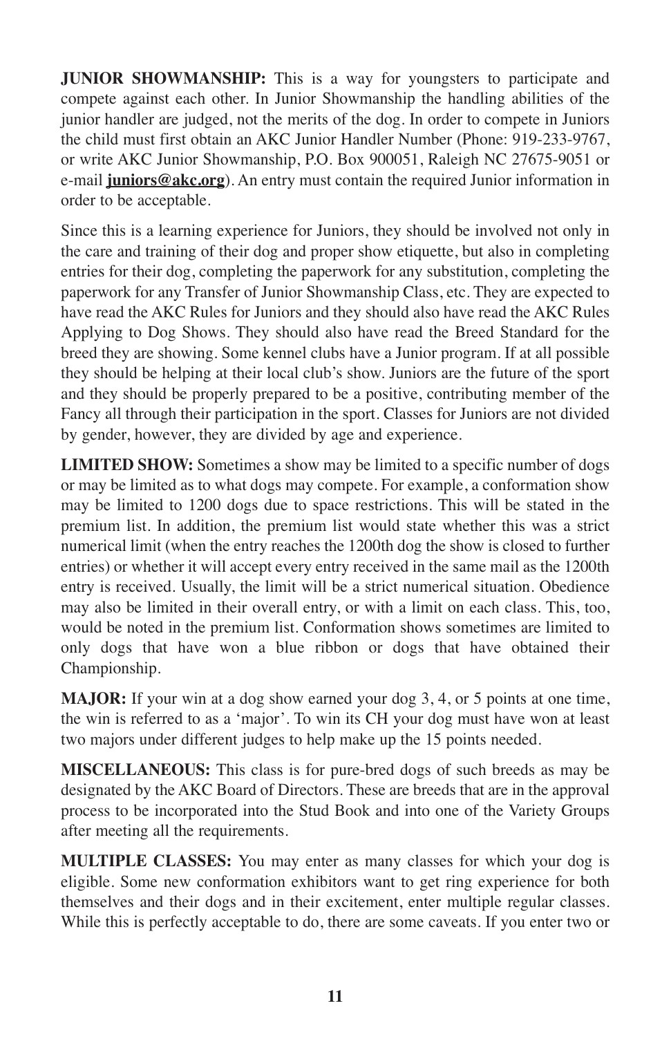**JUNIOR SHOWMANSHIP:** This is a way for youngsters to participate and compete against each other. In Junior Showmanship the handling abilities of the junior handler are judged, not the merits of the dog. In order to compete in Juniors the child must first obtain an AKC Junior Handler Number (Phone: 919-233-9767, or write AKC Junior Showmanship, P.O. Box 900051, Raleigh NC 27675-9051 or e-mail **juniors@akc.org**). An entry must contain the required Junior information in order to be acceptable.

Since this is a learning experience for Juniors, they should be involved not only in the care and training of their dog and proper show etiquette, but also in completing entries for their dog, completing the paperwork for any substitution, completing the paperwork for any Transfer of Junior Showmanship Class, etc. They are expected to have read the AKC Rules for Juniors and they should also have read the AKC Rules Applying to Dog Shows. They should also have read the Breed Standard for the breed they are showing. Some kennel clubs have a Junior program. If at all possible they should be helping at their local club's show. Juniors are the future of the sport and they should be properly prepared to be a positive, contributing member of the Fancy all through their participation in the sport. Classes for Juniors are not divided by gender, however, they are divided by age and experience.

**LIMITED SHOW:** Sometimes a show may be limited to a specific number of dogs or may be limited as to what dogs may compete. For example, a conformation show may be limited to 1200 dogs due to space restrictions. This will be stated in the premium list. In addition, the premium list would state whether this was a strict numerical limit (when the entry reaches the 1200th dog the show is closed to further entries) or whether it will accept every entry received in the same mail as the 1200th entry is received. Usually, the limit will be a strict numerical situation. Obedience may also be limited in their overall entry, or with a limit on each class. This, too, would be noted in the premium list. Conformation shows sometimes are limited to only dogs that have won a blue ribbon or dogs that have obtained their Championship.

**MAJOR:** If your win at a dog show earned your dog 3, 4, or 5 points at one time, the win is referred to as a 'major'. To win its CH your dog must have won at least two majors under different judges to help make up the 15 points needed.

**MISCELLANEOUS:** This class is for pure-bred dogs of such breeds as may be designated by the AKC Board of Directors. These are breeds that are in the approval process to be incorporated into the Stud Book and into one of the Variety Groups after meeting all the requirements.

**MULTIPLE CLASSES:** You may enter as many classes for which your dog is eligible. Some new conformation exhibitors want to get ring experience for both themselves and their dogs and in their excitement, enter multiple regular classes. While this is perfectly acceptable to do, there are some caveats. If you enter two or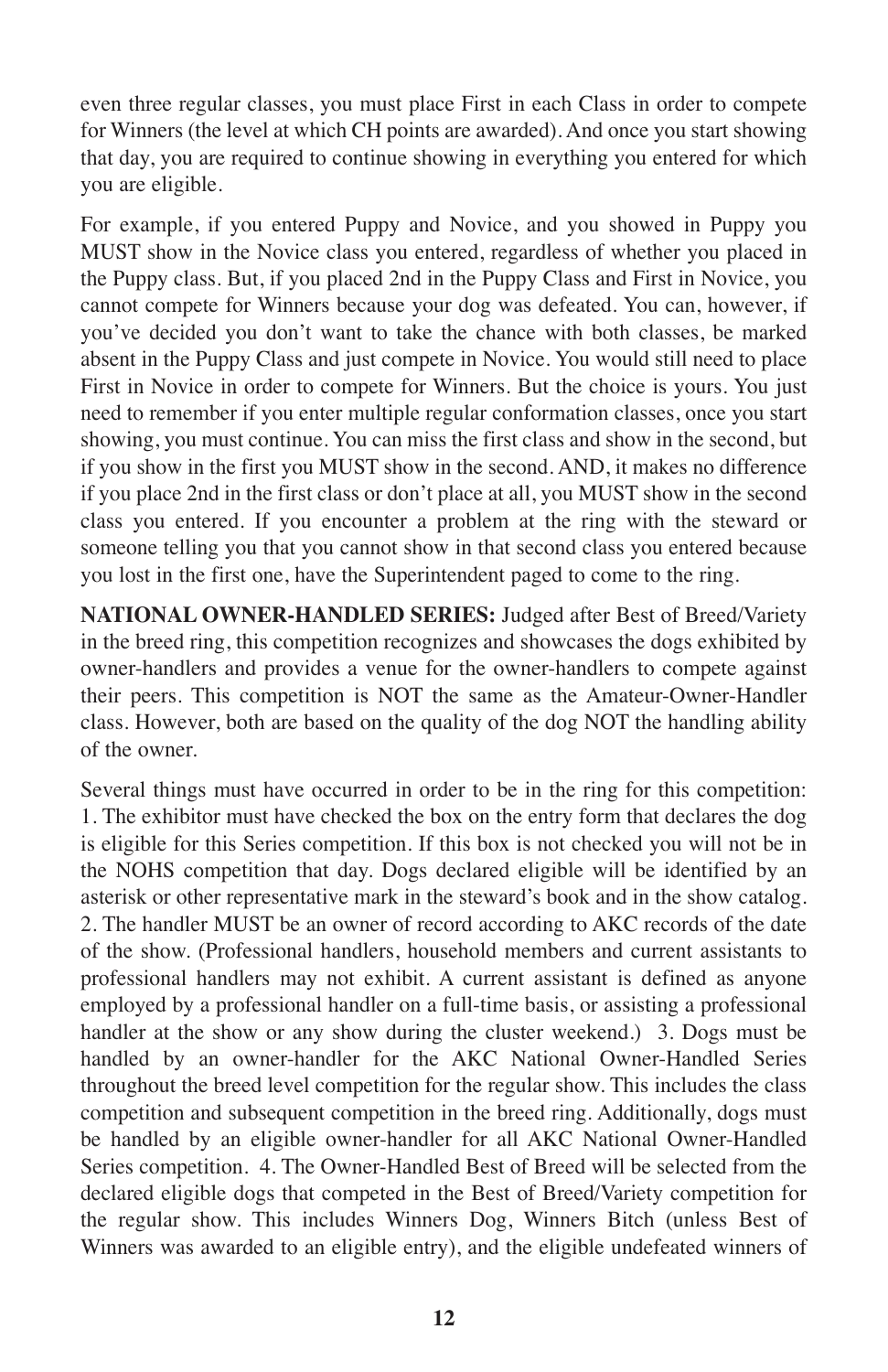even three regular classes, you must place First in each Class in order to compete for Winners (the level at which CH points are awarded). And once you start showing that day, you are required to continue showing in everything you entered for which you are eligible.

For example, if you entered Puppy and Novice, and you showed in Puppy you MUST show in the Novice class you entered, regardless of whether you placed in the Puppy class. But, if you placed 2nd in the Puppy Class and First in Novice, you cannot compete for Winners because your dog was defeated. You can, however, if you've decided you don't want to take the chance with both classes, be marked absent in the Puppy Class and just compete in Novice. You would still need to place First in Novice in order to compete for Winners. But the choice is yours. You just need to remember if you enter multiple regular conformation classes, once you start showing, you must continue. You can miss the first class and show in the second, but if you show in the first you MUST show in the second. AND, it makes no difference if you place 2nd in the first class or don't place at all, you MUST show in the second class you entered. If you encounter a problem at the ring with the steward or someone telling you that you cannot show in that second class you entered because you lost in the first one, have the Superintendent paged to come to the ring.

**NATIONAL OWNER-HANDLED SERIES:** Judged after Best of Breed/Variety in the breed ring, this competition recognizes and showcases the dogs exhibited by owner-handlers and provides a venue for the owner-handlers to compete against their peers. This competition is NOT the same as the Amateur-Owner-Handler class. However, both are based on the quality of the dog NOT the handling ability of the owner.

Several things must have occurred in order to be in the ring for this competition: 1. The exhibitor must have checked the box on the entry form that declares the dog is eligible for this Series competition. If this box is not checked you will not be in the NOHS competition that day. Dogs declared eligible will be identified by an asterisk or other representative mark in the steward's book and in the show catalog. 2. The handler MUST be an owner of record according to AKC records of the date of the show. (Professional handlers, household members and current assistants to professional handlers may not exhibit. A current assistant is defined as anyone employed by a professional handler on a full-time basis, or assisting a professional handler at the show or any show during the cluster weekend.) 3. Dogs must be handled by an owner-handler for the AKC National Owner-Handled Series throughout the breed level competition for the regular show. This includes the class competition and subsequent competition in the breed ring. Additionally, dogs must be handled by an eligible owner-handler for all AKC National Owner-Handled Series competition. 4. The Owner-Handled Best of Breed will be selected from the declared eligible dogs that competed in the Best of Breed/Variety competition for the regular show. This includes Winners Dog, Winners Bitch (unless Best of Winners was awarded to an eligible entry), and the eligible undefeated winners of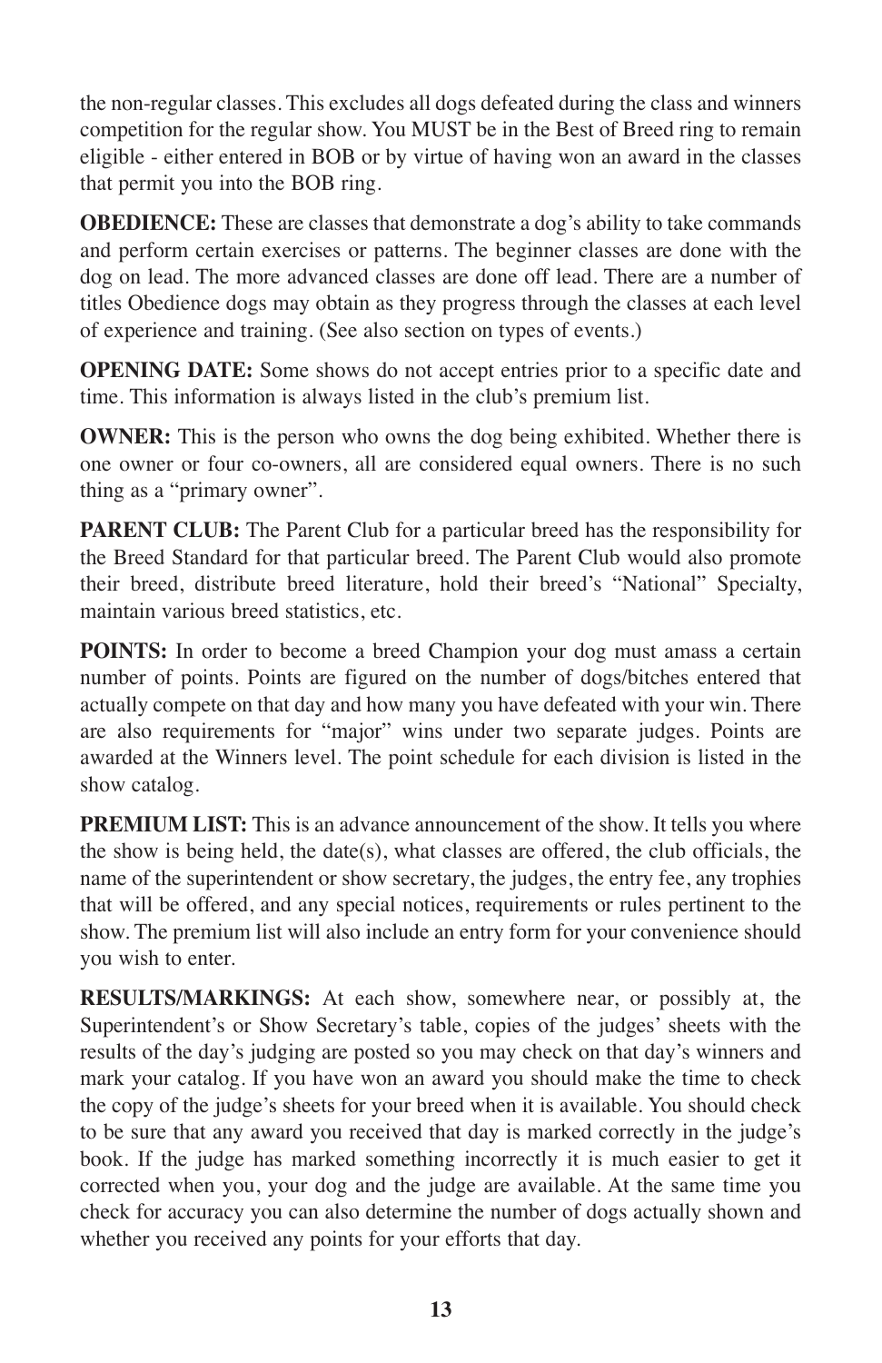the non-regular classes. This excludes all dogs defeated during the class and winners competition for the regular show. You MUST be in the Best of Breed ring to remain eligible - either entered in BOB or by virtue of having won an award in the classes that permit you into the BOB ring.

**OBEDIENCE:** These are classes that demonstrate a dog's ability to take commands and perform certain exercises or patterns. The beginner classes are done with the dog on lead. The more advanced classes are done off lead. There are a number of titles Obedience dogs may obtain as they progress through the classes at each level of experience and training. (See also section on types of events.)

**OPENING DATE:** Some shows do not accept entries prior to a specific date and time. This information is always listed in the club's premium list.

**OWNER:** This is the person who owns the dog being exhibited. Whether there is one owner or four co-owners, all are considered equal owners. There is no such thing as a "primary owner".

**PARENT CLUB:** The Parent Club for a particular breed has the responsibility for the Breed Standard for that particular breed. The Parent Club would also promote their breed, distribute breed literature, hold their breed's "National" Specialty, maintain various breed statistics, etc.

**POINTS:** In order to become a breed Champion your dog must amass a certain number of points. Points are figured on the number of dogs/bitches entered that actually compete on that day and how many you have defeated with your win. There are also requirements for "major" wins under two separate judges. Points are awarded at the Winners level. The point schedule for each division is listed in the show catalog.

**PREMIUM LIST:** This is an advance announcement of the show. It tells you where the show is being held, the date(s), what classes are offered, the club officials, the name of the superintendent or show secretary, the judges, the entry fee, any trophies that will be offered, and any special notices, requirements or rules pertinent to the show. The premium list will also include an entry form for your convenience should you wish to enter.

**RESULTS/MARKINGS:** At each show, somewhere near, or possibly at, the Superintendent's or Show Secretary's table, copies of the judges' sheets with the results of the day's judging are posted so you may check on that day's winners and mark your catalog. If you have won an award you should make the time to check the copy of the judge's sheets for your breed when it is available. You should check to be sure that any award you received that day is marked correctly in the judge's book. If the judge has marked something incorrectly it is much easier to get it corrected when you, your dog and the judge are available. At the same time you check for accuracy you can also determine the number of dogs actually shown and whether you received any points for your efforts that day.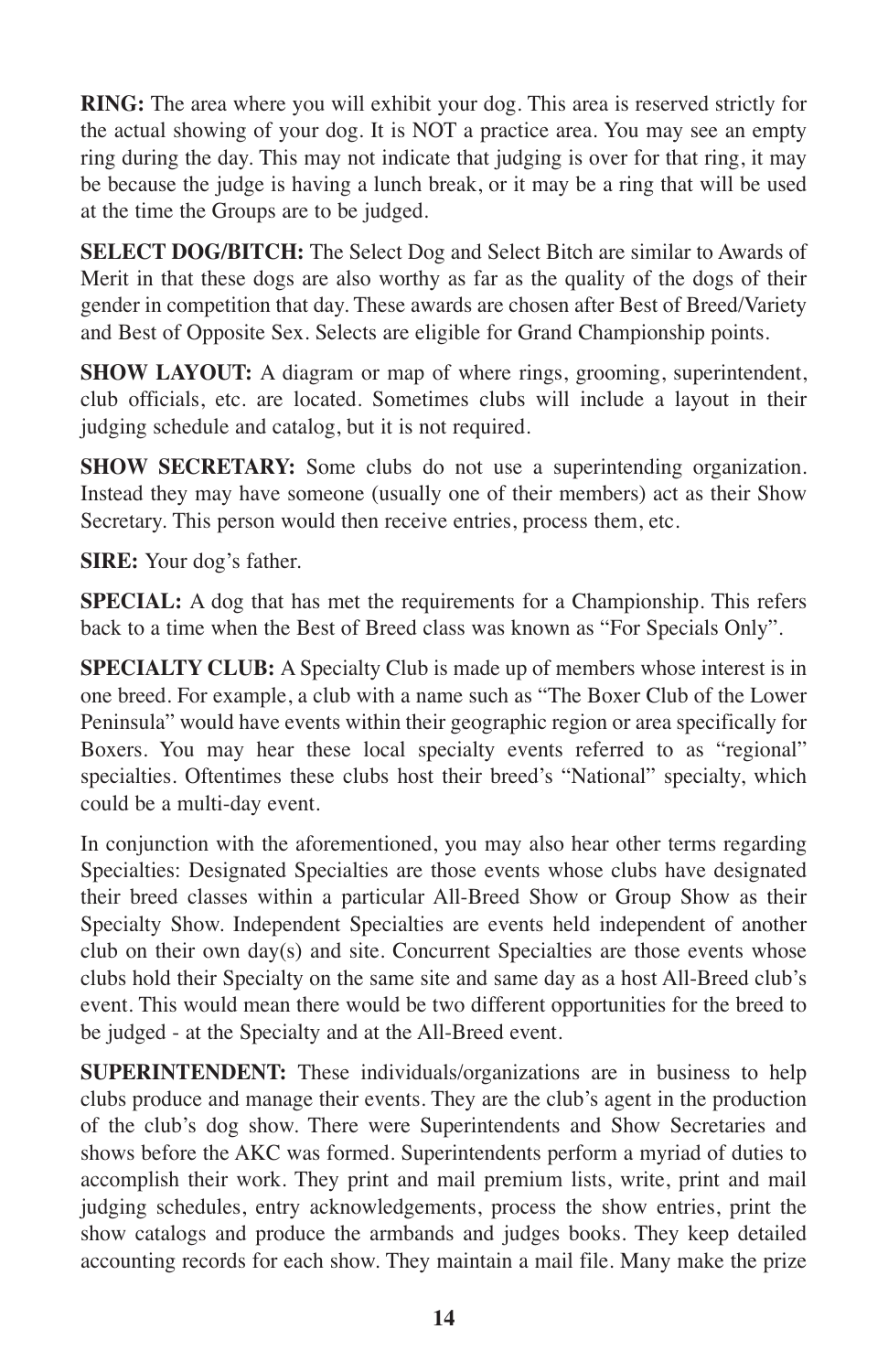**RING:** The area where you will exhibit your dog. This area is reserved strictly for the actual showing of your dog. It is NOT a practice area. You may see an empty ring during the day. This may not indicate that judging is over for that ring, it may be because the judge is having a lunch break, or it may be a ring that will be used at the time the Groups are to be judged.

**SELECT DOG/BITCH:** The Select Dog and Select Bitch are similar to Awards of Merit in that these dogs are also worthy as far as the quality of the dogs of their gender in competition that day. These awards are chosen after Best of Breed/Variety and Best of Opposite Sex. Selects are eligible for Grand Championship points.

**SHOW LAYOUT:** A diagram or map of where rings, grooming, superintendent, club officials, etc. are located. Sometimes clubs will include a layout in their judging schedule and catalog, but it is not required.

**SHOW SECRETARY:** Some clubs do not use a superintending organization. Instead they may have someone (usually one of their members) act as their Show Secretary. This person would then receive entries, process them, etc.

**SIRE:** Your dog's father.

**SPECIAL:** A dog that has met the requirements for a Championship. This refers back to a time when the Best of Breed class was known as "For Specials Only".

**SPECIALTY CLUB:** A Specialty Club is made up of members whose interest is in one breed. For example, a club with a name such as "The Boxer Club of the Lower Peninsula" would have events within their geographic region or area specifically for Boxers. You may hear these local specialty events referred to as "regional" specialties. Oftentimes these clubs host their breed's "National" specialty, which could be a multi-day event.

In conjunction with the aforementioned, you may also hear other terms regarding Specialties: Designated Specialties are those events whose clubs have designated their breed classes within a particular All-Breed Show or Group Show as their Specialty Show. Independent Specialties are events held independent of another club on their own day(s) and site. Concurrent Specialties are those events whose clubs hold their Specialty on the same site and same day as a host All-Breed club's event. This would mean there would be two different opportunities for the breed to be judged - at the Specialty and at the All-Breed event.

**SUPERINTENDENT:** These individuals/organizations are in business to help clubs produce and manage their events. They are the club's agent in the production of the club's dog show. There were Superintendents and Show Secretaries and shows before the AKC was formed. Superintendents perform a myriad of duties to accomplish their work. They print and mail premium lists, write, print and mail judging schedules, entry acknowledgements, process the show entries, print the show catalogs and produce the armbands and judges books. They keep detailed accounting records for each show. They maintain a mail file. Many make the prize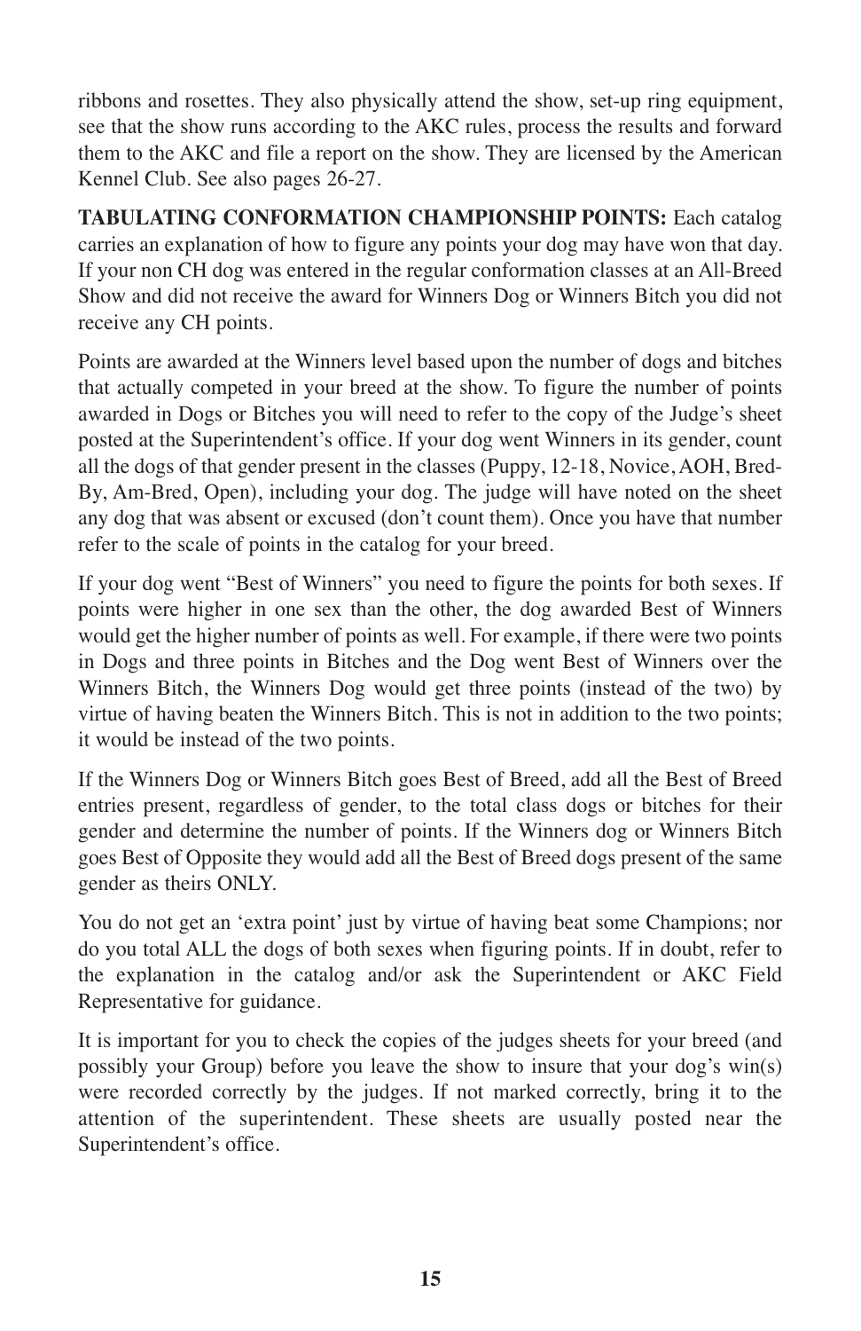ribbons and rosettes. They also physically attend the show, set-up ring equipment, see that the show runs according to the AKC rules, process the results and forward them to the AKC and file a report on the show. They are licensed by the American Kennel Club. See also pages 26-27.

**TABULATING CONFORMATION CHAMPIONSHIP POINTS:** Each catalog carries an explanation of how to figure any points your dog may have won that day. If your non CH dog was entered in the regular conformation classes at an All-Breed Show and did not receive the award for Winners Dog or Winners Bitch you did not receive any CH points.

Points are awarded at the Winners level based upon the number of dogs and bitches that actually competed in your breed at the show. To figure the number of points awarded in Dogs or Bitches you will need to refer to the copy of the Judge's sheet posted at the Superintendent's office. If your dog went Winners in its gender, count all the dogs of that gender present in the classes (Puppy, 12-18, Novice, AOH, Bred-By, Am-Bred, Open), including your dog. The judge will have noted on the sheet any dog that was absent or excused (don't count them). Once you have that number refer to the scale of points in the catalog for your breed.

If your dog went "Best of Winners" you need to figure the points for both sexes. If points were higher in one sex than the other, the dog awarded Best of Winners would get the higher number of points as well. For example, if there were two points in Dogs and three points in Bitches and the Dog went Best of Winners over the Winners Bitch, the Winners Dog would get three points (instead of the two) by virtue of having beaten the Winners Bitch. This is not in addition to the two points; it would be instead of the two points.

If the Winners Dog or Winners Bitch goes Best of Breed, add all the Best of Breed entries present, regardless of gender, to the total class dogs or bitches for their gender and determine the number of points. If the Winners dog or Winners Bitch goes Best of Opposite they would add all the Best of Breed dogs present of the same gender as theirs ONLY.

You do not get an 'extra point' just by virtue of having beat some Champions; nor do you total ALL the dogs of both sexes when figuring points. If in doubt, refer to the explanation in the catalog and/or ask the Superintendent or AKC Field Representative for guidance.

It is important for you to check the copies of the judges sheets for your breed (and possibly your Group) before you leave the show to insure that your dog's win(s) were recorded correctly by the judges. If not marked correctly, bring it to the attention of the superintendent. These sheets are usually posted near the Superintendent's office.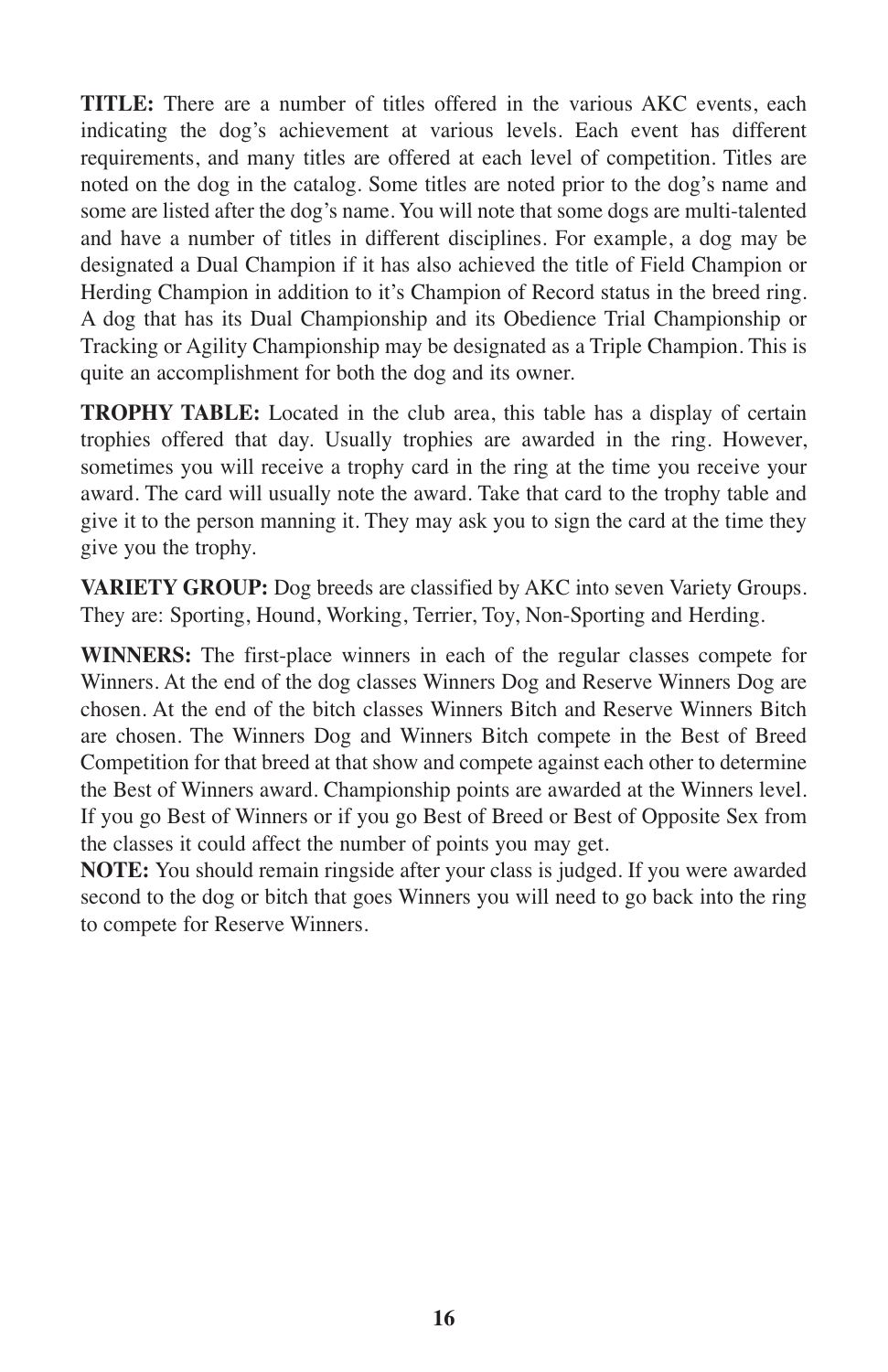**TITLE:** There are a number of titles offered in the various AKC events, each indicating the dog's achievement at various levels. Each event has different requirements, and many titles are offered at each level of competition. Titles are noted on the dog in the catalog. Some titles are noted prior to the dog's name and some are listed after the dog's name. You will note that some dogs are multi-talented and have a number of titles in different disciplines. For example, a dog may be designated a Dual Champion if it has also achieved the title of Field Champion or Herding Champion in addition to it's Champion of Record status in the breed ring. A dog that has its Dual Championship and its Obedience Trial Championship or Tracking or Agility Championship may be designated as a Triple Champion. This is quite an accomplishment for both the dog and its owner.

**TROPHY TABLE:** Located in the club area, this table has a display of certain trophies offered that day. Usually trophies are awarded in the ring. However, sometimes you will receive a trophy card in the ring at the time you receive your award. The card will usually note the award. Take that card to the trophy table and give it to the person manning it. They may ask you to sign the card at the time they give you the trophy.

**VARIETY GROUP:** Dog breeds are classified by AKC into seven Variety Groups. They are: Sporting, Hound, Working, Terrier, Toy, Non-Sporting and Herding.

**WINNERS:** The first-place winners in each of the regular classes compete for Winners. At the end of the dog classes Winners Dog and Reserve Winners Dog are chosen. At the end of the bitch classes Winners Bitch and Reserve Winners Bitch are chosen. The Winners Dog and Winners Bitch compete in the Best of Breed Competition for that breed at that show and compete against each other to determine the Best of Winners award. Championship points are awarded at the Winners level. If you go Best of Winners or if you go Best of Breed or Best of Opposite Sex from the classes it could affect the number of points you may get.

**NOTE:** You should remain ringside after your class is judged. If you were awarded second to the dog or bitch that goes Winners you will need to go back into the ring to compete for Reserve Winners.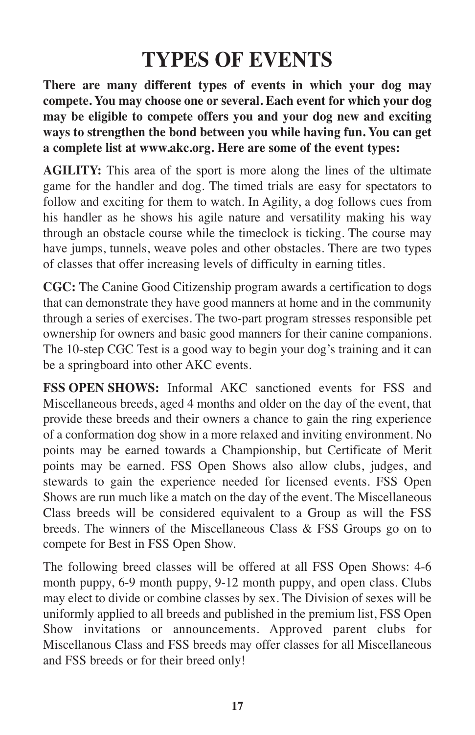# TYPES OF EVENTS

**There are many different types of events in which your dog may compete. You may choose one or several. Each event for which your dog may be eligible to compete offers you and your dog new and exciting ways to strengthen the bond between you while having fun. You can get a complete list at www.akc.org. Here are some of the event types:**

**AGILITY:** This area of the sport is more along the lines of the ultimate game for the handler and dog. The timed trials are easy for spectators to follow and exciting for them to watch. In Agility, a dog follows cues from his handler as he shows his agile nature and versatility making his way through an obstacle course while the timeclock is ticking. The course may have jumps, tunnels, weave poles and other obstacles. There are two types of classes that offer increasing levels of difficulty in earning titles.

**CGC:** The Canine Good Citizenship program awards a certification to dogs that can demonstrate they have good manners at home and in the community through a series of exercises. The two-part program stresses responsible pet ownership for owners and basic good manners for their canine companions. The 10-step CGC Test is a good way to begin your dog's training and it can be a springboard into other AKC events.

**FSS OPEN SHOWS:** Informal AKC sanctioned events for FSS and Miscellaneous breeds, aged 4 months and older on the day of the event, that provide these breeds and their owners a chance to gain the ring experience of a conformation dog show in a more relaxed and inviting environment. No points may be earned towards a Championship, but Certificate of Merit points may be earned. FSS Open Shows also allow clubs, judges, and stewards to gain the experience needed for licensed events. FSS Open Shows are run much like a match on the day of the event. The Miscellaneous Class breeds will be considered equivalent to a Group as will the FSS breeds. The winners of the Miscellaneous Class & FSS Groups go on to compete for Best in FSS Open Show.

The following breed classes will be offered at all FSS Open Shows: 4-6 month puppy, 6-9 month puppy, 9-12 month puppy, and open class. Clubs may elect to divide or combine classes by sex. The Division of sexes will be uniformly applied to all breeds and published in the premium list, FSS Open Show invitations or announcements. Approved parent clubs for Miscellanous Class and FSS breeds may offer classes for all Miscellaneous and FSS breeds or for their breed only!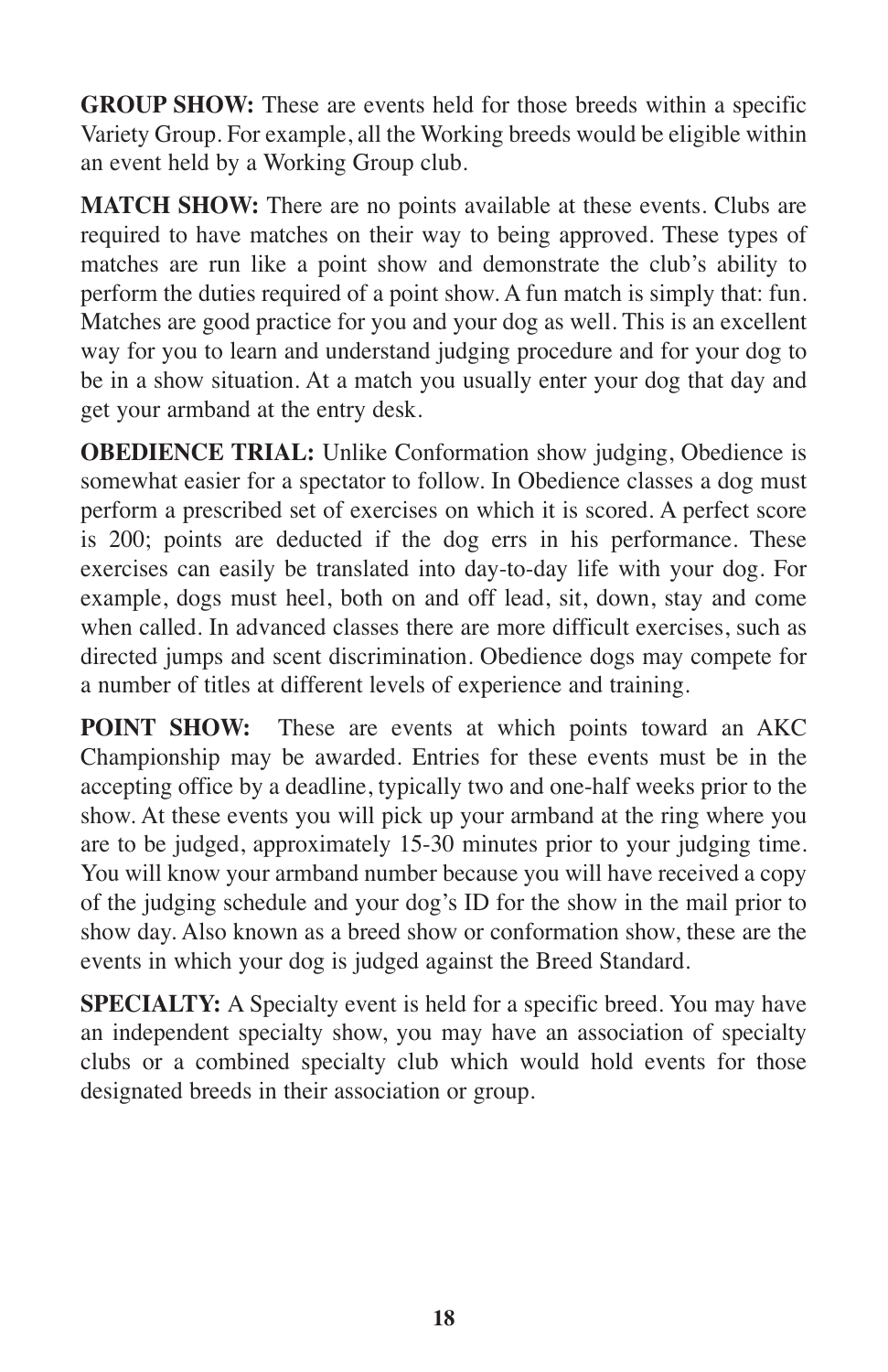**GROUP SHOW:** These are events held for those breeds within a specific Variety Group. For example, all the Working breeds would be eligible within an event held by a Working Group club.

**MATCH SHOW:** There are no points available at these events. Clubs are required to have matches on their way to being approved. These types of matches are run like a point show and demonstrate the club's ability to perform the duties required of a point show. A fun match is simply that: fun. Matches are good practice for you and your dog as well. This is an excellent way for you to learn and understand judging procedure and for your dog to be in a show situation. At a match you usually enter your dog that day and get your armband at the entry desk.

**OBEDIENCE TRIAL:** Unlike Conformation show judging, Obedience is somewhat easier for a spectator to follow. In Obedience classes a dog must perform a prescribed set of exercises on which it is scored. A perfect score is 200; points are deducted if the dog errs in his performance. These exercises can easily be translated into day-to-day life with your dog. For example, dogs must heel, both on and off lead, sit, down, stay and come when called. In advanced classes there are more difficult exercises, such as directed jumps and scent discrimination. Obedience dogs may compete for a number of titles at different levels of experience and training.

**POINT SHOW:** These are events at which points toward an AKC Championship may be awarded. Entries for these events must be in the accepting office by a deadline, typically two and one-half weeks prior to the show. At these events you will pick up your armband at the ring where you are to be judged, approximately 15-30 minutes prior to your judging time. You will know your armband number because you will have received a copy of the judging schedule and your dog's ID for the show in the mail prior to show day. Also known as a breed show or conformation show, these are the events in which your dog is judged against the Breed Standard.

**SPECIALTY:** A Specialty event is held for a specific breed. You may have an independent specialty show, you may have an association of specialty clubs or a combined specialty club which would hold events for those designated breeds in their association or group.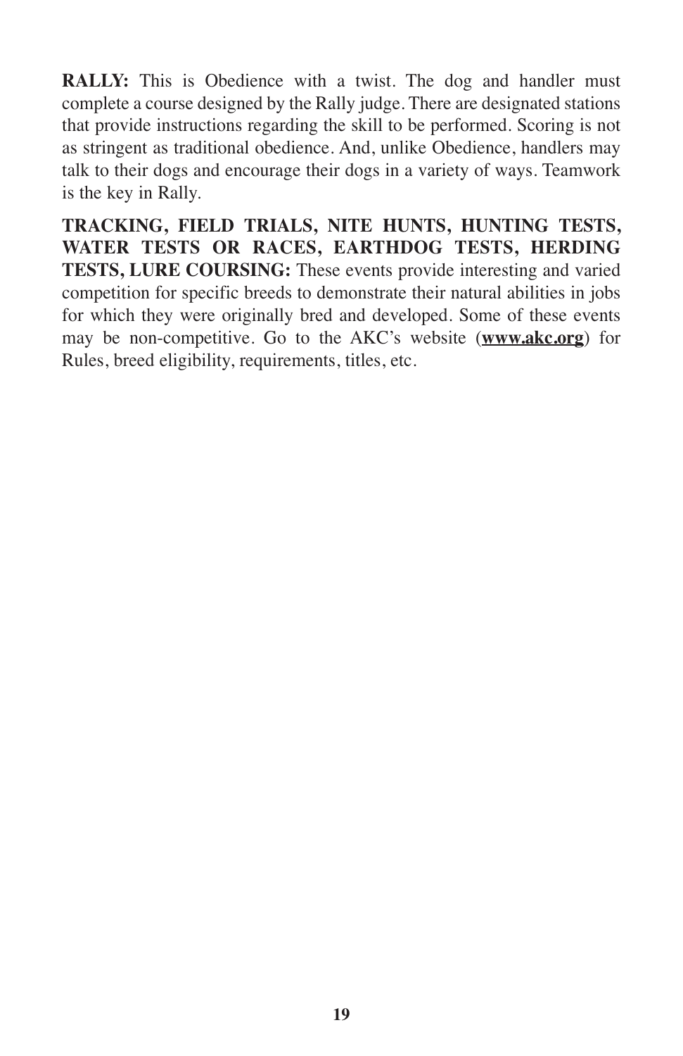**RALLY:** This is Obedience with a twist. The dog and handler must complete a course designed by the Rally judge. There are designated stations that provide instructions regarding the skill to be performed. Scoring is not as stringent as traditional obedience. And, unlike Obedience, handlers may talk to their dogs and encourage their dogs in a variety of ways. Teamwork is the key in Rally.

**TRACKING, FIELD TRIALS, NITE HUNTS, HUNTING TESTS, WATER TESTS OR RACES, EARTHDOG TESTS, HERDING TESTS, LURE COURSING:** These events provide interesting and varied competition for specific breeds to demonstrate their natural abilities in jobs for which they were originally bred and developed. Some of these events may be non-competitive. Go to the AKC's website (**www.akc.org**) for Rules, breed eligibility, requirements, titles, etc.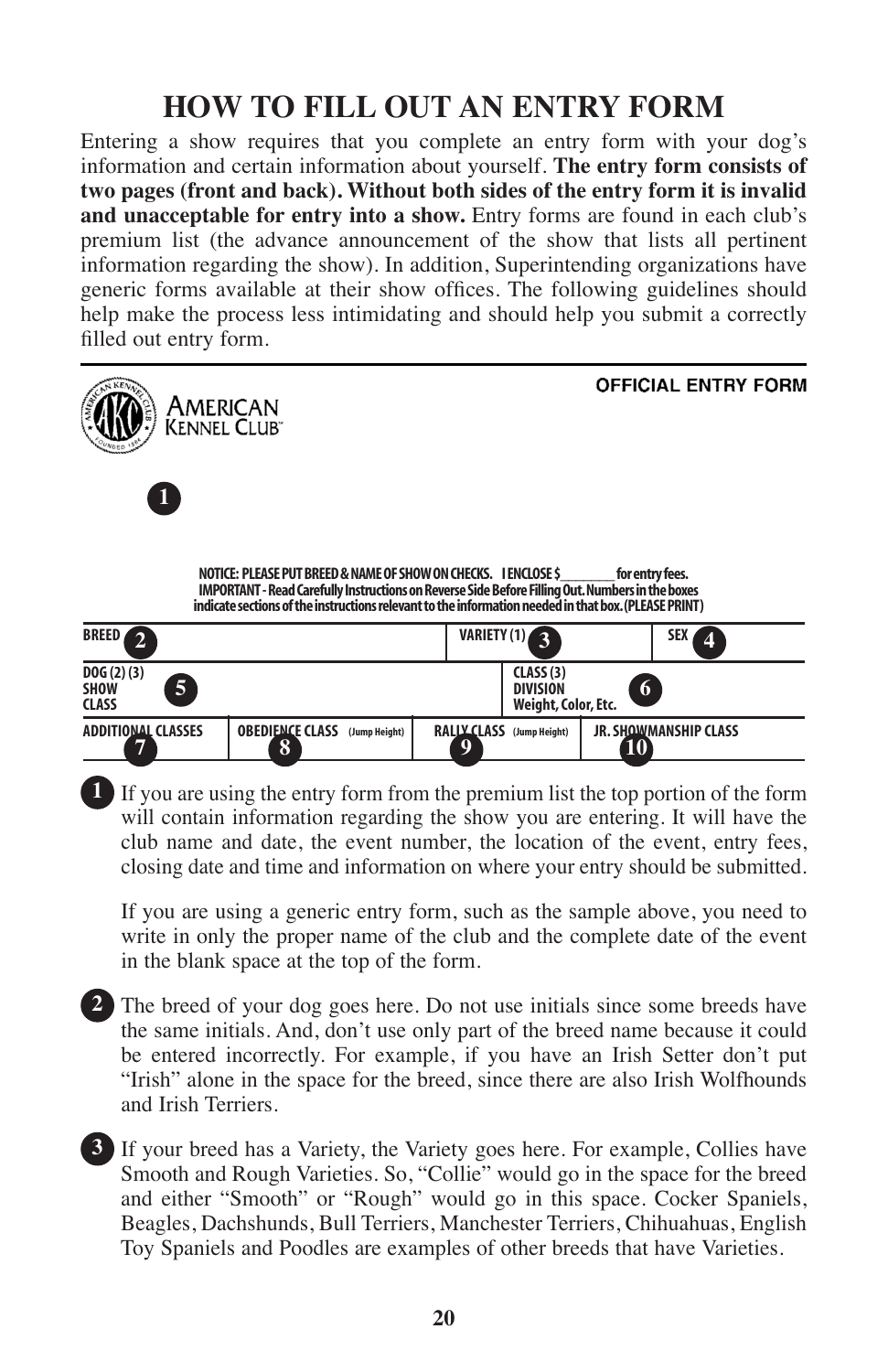# HOW TO FILL OUT AN ENTRY FORM

Entering a show requires that you complete an entry form with your dog's information and certain information about yourself. **The entry form consists of two pages (front and back). Without both sides of the entry form it is invalid and unacceptable for entry into a show.** Entry forms are found in each club's premium list (the advance announcement of the show that lists all pertinent information regarding the show). In addition, Superintending organizations have generic forms available at their show offices. The following guidelines should help make the process less intimidating and should help you submit a correctly filled out entry form.

AMERICAN KENNEL CLUB

**OFFICIAL ENTRY FORM**

1

**NOTICE: PLEASE PUT BREED & NAME OF SHOW ON CHECKS. I ENCLOSE $\_\_\_\_\_\_\_ for entry fees.**
**IMPORTANT - Read Carefully Instructions on Reverse Side Before Filling Out. Numbers in the boxes indicate sections of the instructions relevant to the information needed in that box. (PLEASE PRINT)**

| BREED 2 | | VARIETY (1) 3 | SEX 4 |
|---|---|---|---|
| DOG (2) (3) SHOW CLASS 5 | | CLASS (3) DIVISION Weight, Color, Etc. 6 | |
| ADDITIONAL CLASSES 7 | OBEDIENCE CLASS (Jump Height) 8 | RALLY CLASS (Jump Height) 9 | JR. SHOWMANSHIP CLASS 10 |

**1** If you are using the entry form from the premium list the top portion of the form will contain information regarding the show you are entering. It will have the club name and date, the event number, the location of the event, entry fees, closing date and time and information on where your entry should be submitted.

If you are using a generic entry form, such as the sample above, you need to write in only the proper name of the club and the complete date of the event in the blank space at the top of the form.

**2** The breed of your dog goes here. Do not use initials since some breeds have the same initials. And, don't use only part of the breed name because it could be entered incorrectly. For example, if you have an Irish Setter don't put "Irish" alone in the space for the breed, since there are also Irish Wolfhounds and Irish Terriers.

**3** If your breed has a Variety, the Variety goes here. For example, Collies have Smooth and Rough Varieties. So, "Collie" would go in the space for the breed and either "Smooth" or "Rough" would go in this space. Cocker Spaniels, Beagles, Dachshunds, Bull Terriers, Manchester Terriers, Chihuahuas, English Toy Spaniels and Poodles are examples of other breeds that have Varieties.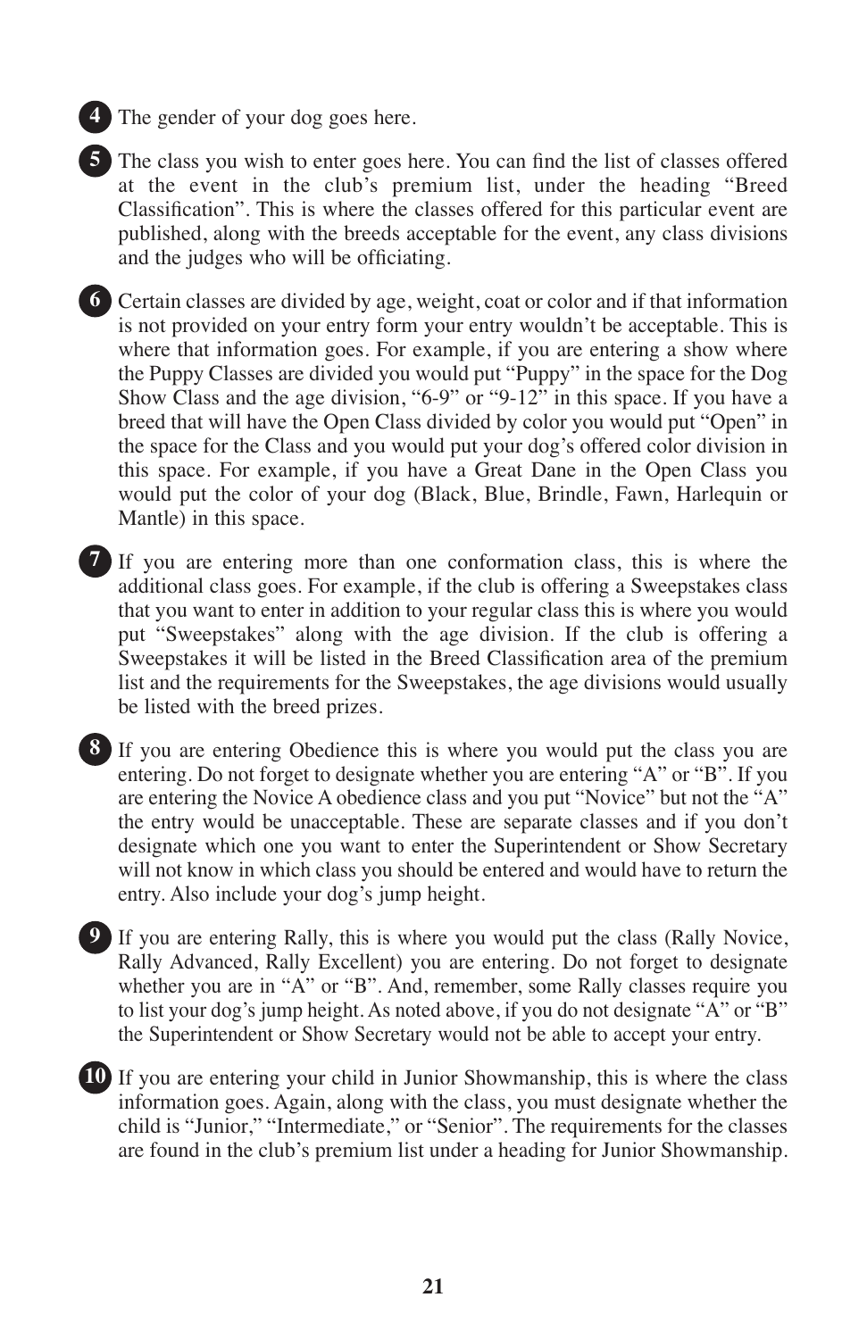**4** The gender of your dog goes here.

**5** The class you wish to enter goes here. You can find the list of classes offered at the event in the club's premium list, under the heading "Breed Classification". This is where the classes offered for this particular event are published, along with the breeds acceptable for the event, any class divisions and the judges who will be officiating.

**6** Certain classes are divided by age, weight, coat or color and if that information is not provided on your entry form your entry wouldn't be acceptable. This is where that information goes. For example, if you are entering a show where the Puppy Classes are divided you would put "Puppy" in the space for the Dog Show Class and the age division, "6-9" or "9-12" in this space. If you have a breed that will have the Open Class divided by color you would put "Open" in the space for the Class and you would put your dog's offered color division in this space. For example, if you have a Great Dane in the Open Class you would put the color of your dog (Black, Blue, Brindle, Fawn, Harlequin or Mantle) in this space.

**7** If you are entering more than one conformation class, this is where the additional class goes. For example, if the club is offering a Sweepstakes class that you want to enter in addition to your regular class this is where you would put "Sweepstakes" along with the age division. If the club is offering a Sweepstakes it will be listed in the Breed Classification area of the premium list and the requirements for the Sweepstakes, the age divisions would usually be listed with the breed prizes.

**8** If you are entering Obedience this is where you would put the class you are entering. Do not forget to designate whether you are entering "A" or "B". If you are entering the Novice A obedience class and you put "Novice" but not the "A" the entry would be unacceptable. These are separate classes and if you don't designate which one you want to enter the Superintendent or Show Secretary will not know in which class you should be entered and would have to return the entry. Also include your dog's jump height.

**9** If you are entering Rally, this is where you would put the class (Rally Novice, Rally Advanced, Rally Excellent) you are entering. Do not forget to designate whether you are in "A" or "B". And, remember, some Rally classes require you to list your dog's jump height. As noted above, if you do not designate "A" or "B" the Superintendent or Show Secretary would not be able to accept your entry.

**10** If you are entering your child in Junior Showmanship, this is where the class information goes. Again, along with the class, you must designate whether the child is "Junior," "Intermediate," or "Senior". The requirements for the classes are found in the club's premium list under a heading for Junior Showmanship.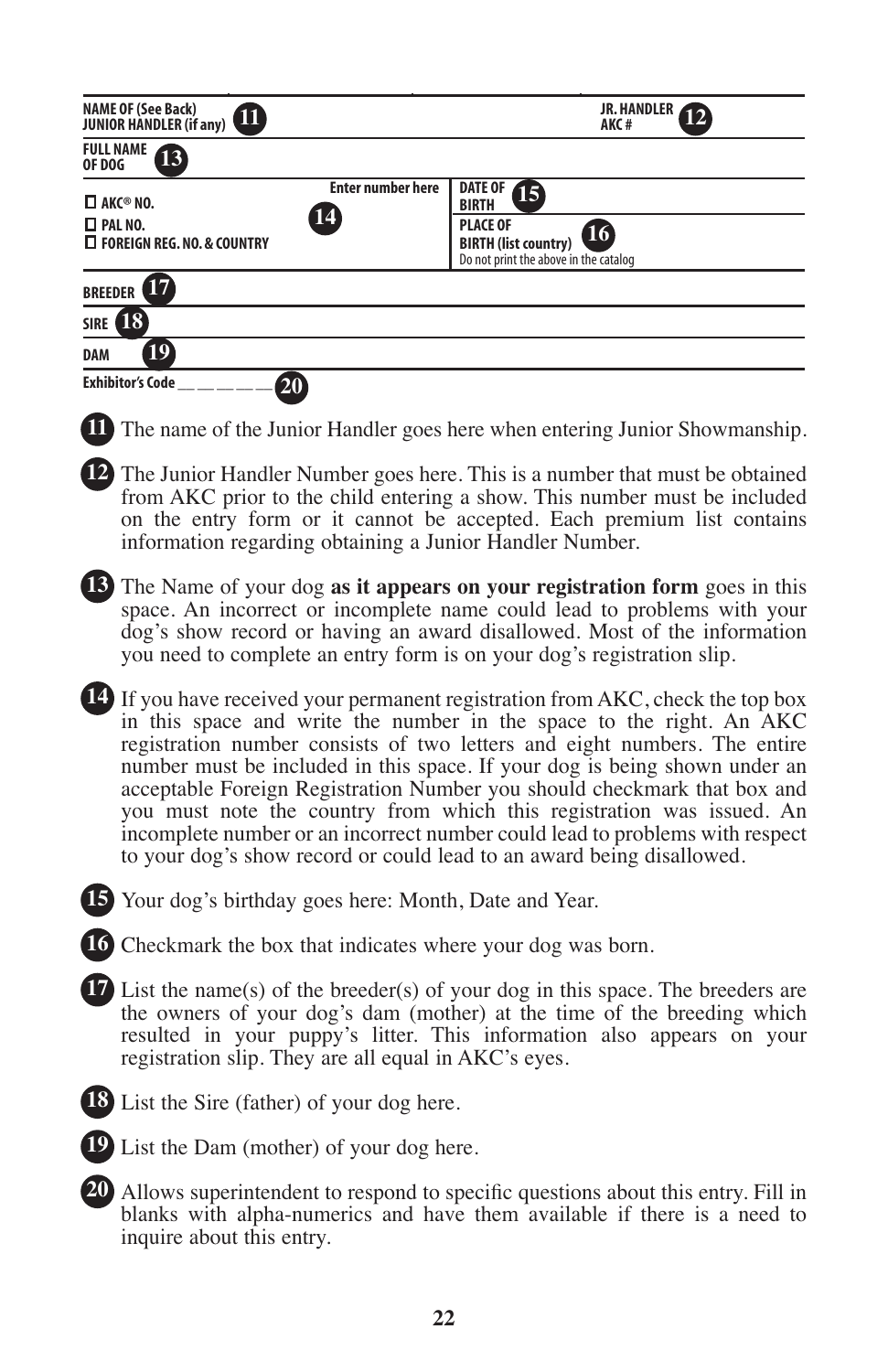| NAME OF (See Back) JUNIOR HANDLER (if any) **11** | | JR. HANDLER AKC # **12** |
|---|---|---|
| FULL NAME OF DOG **13** | | |
| ☐ AKC® NO. ☐ PAL NO. ☐ FOREIGN REG. NO. & COUNTRY | Enter number here **14** | DATE OF BIRTH **15** / PLACE OF BIRTH (list country) **16** Do not print the above in the catalog |
| BREEDER **17** | | |
| SIRE **18** | | |
| DAM **19** | | |

Exhibitor's Code _ _ _ _ _ _ **20**

**11** The name of the Junior Handler goes here when entering Junior Showmanship.

**12** The Junior Handler Number goes here. This is a number that must be obtained from AKC prior to the child entering a show. This number must be included on the entry form or it cannot be accepted. Each premium list contains information regarding obtaining a Junior Handler Number.

**13** The Name of your dog **as it appears on your registration form** goes in this space. An incorrect or incomplete name could lead to problems with your dog's show record or having an award disallowed. Most of the information you need to complete an entry form is on your dog's registration slip.

**14** If you have received your permanent registration from AKC, check the top box in this space and write the number in the space to the right. An AKC registration number consists of two letters and eight numbers. The entire number must be included in this space. If your dog is being shown under an acceptable Foreign Registration Number you should checkmark that box and you must note the country from which this registration was issued. An incomplete number or an incorrect number could lead to problems with respect to your dog's show record or could lead to an award being disallowed.

**15** Your dog's birthday goes here: Month, Date and Year.

**16** Checkmark the box that indicates where your dog was born.

**17** List the name(s) of the breeder(s) of your dog in this space. The breeders are the owners of your dog's dam (mother) at the time of the breeding which resulted in your puppy's litter. This information also appears on your registration slip. They are all equal in AKC's eyes.

**18** List the Sire (father) of your dog here.

**19** List the Dam (mother) of your dog here.

**20** Allows superintendent to respond to specific questions about this entry. Fill in blanks with alpha-numerics and have them available if there is a need to inquire about this entry.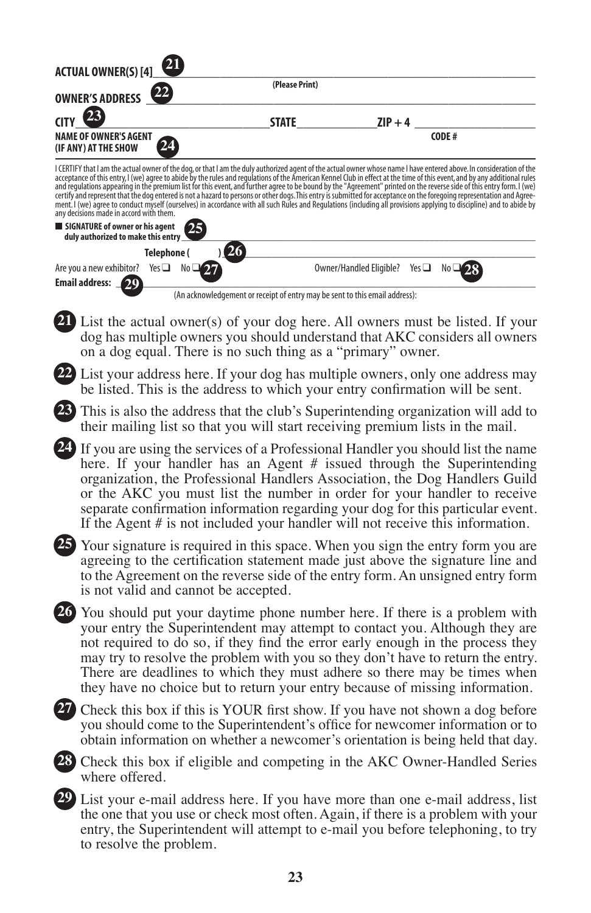**ACTUAL OWNER(S) [4]** 21 ______________________________

(Please Print)

**OWNER'S ADDRESS** 22 ______________________________

**CITY** 23 ______________ **STATE** ______________ **ZIP + 4** ______________

**NAME OF OWNER'S AGENT (IF ANY) AT THE SHOW** 24 **CODE #**

I CERTIFY that I am the actual owner of the dog, or that I am the duly authorized agent of the actual owner whose name I have entered above. In consideration of the acceptance of this entry, I (we) agree to abide by the rules and regulations of the American Kennel Club in effect at the time of this event, and by any additional rules and regulations appearing in the premium list for this event, and further agree to be bound by the "Agreement" printed on the reverse side of this entry form. I (we) certify and represent that the dog entered is not a hazard to persons or other dogs. This entry is submitted for acceptance on the foregoing representation and Agreement. I (we) agree to conduct myself (ourselves) in accordance with all such Rules and Regulations (including all provisions applying to discipline) and to abide by any decisions made in accord with them.

■ **SIGNATURE of owner or his agent duly authorized to make this entry** 25 ______________________________

**Telephone (** ) 26 ______________________________

Are you a new exhibitor? Yes ❑ No ❑ 27 Owner/Handled Eligible? Yes ❑ No ❑ 28

**Email address:** 29 ______________________________

(An acknowledgement or receipt of entry may be sent to this email address):

**21** List the actual owner(s) of your dog here. All owners must be listed. If your dog has multiple owners you should understand that AKC considers all owners on a dog equal. There is no such thing as a "primary" owner.

**22** List your address here. If your dog has multiple owners, only one address may be listed. This is the address to which your entry confirmation will be sent.

**23** This is also the address that the club's Superintending organization will add to their mailing list so that you will start receiving premium lists in the mail.

**24** If you are using the services of a Professional Handler you should list the name here. If your handler has an Agent # issued through the Superintending organization, the Professional Handlers Association, the Dog Handlers Guild or the AKC you must list the number in order for your handler to receive separate confirmation information regarding your dog for this particular event. If the Agent # is not included your handler will not receive this information.

**25** Your signature is required in this space. When you sign the entry form you are agreeing to the certification statement made just above the signature line and to the Agreement on the reverse side of the entry form. An unsigned entry form is not valid and cannot be accepted.

**26** You should put your daytime phone number here. If there is a problem with your entry the Superintendent may attempt to contact you. Although they are not required to do so, if they find the error early enough in the process they may try to resolve the problem with you so they don't have to return the entry. There are deadlines to which they must adhere so there may be times when they have no choice but to return your entry because of missing information.

**27** Check this box if this is YOUR first show. If you have not shown a dog before you should come to the Superintendent's office for newcomer information or to obtain information on whether a newcomer's orientation is being held that day.

**28** Check this box if eligible and competing in the AKC Owner-Handled Series where offered.

**29** List your e-mail address here. If you have more than one e-mail address, list the one that you use or check most often. Again, if there is a problem with your entry, the Superintendent will attempt to e-mail you before telephoning, to try to resolve the problem.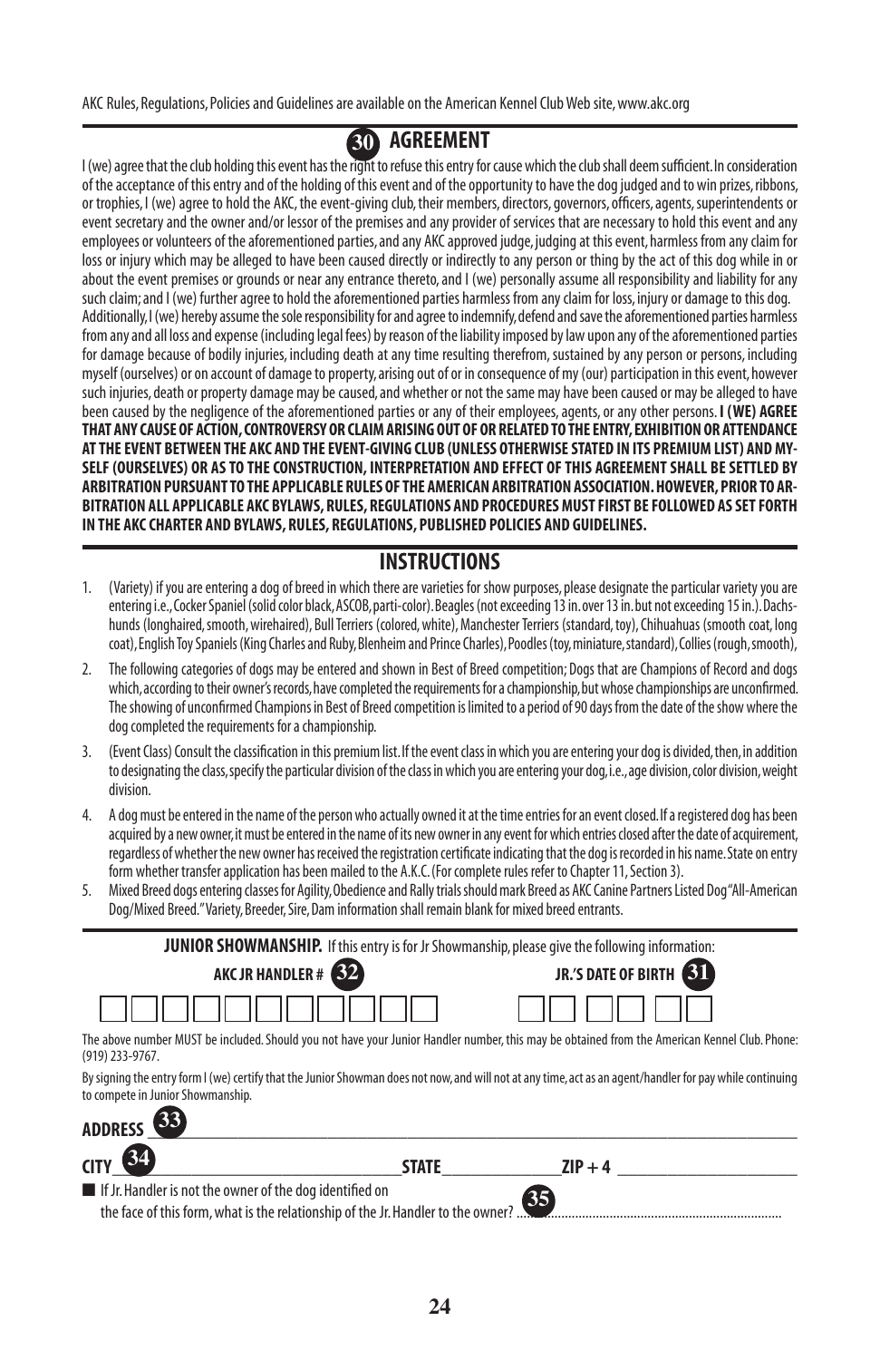AKC Rules, Regulations, Policies and Guidelines are available on the American Kennel Club Web site, www.akc.org

## 30 AGREEMENT

I (we) agree that the club holding this event has the right to refuse this entry for cause which the club shall deem sufficient. In consideration of the acceptance of this entry and of the holding of this event and of the opportunity to have the dog judged and to win prizes, ribbons, or trophies, I (we) agree to hold the AKC, the event-giving club, their members, directors, governors, officers, agents, superintendents or event secretary and the owner and/or lessor of the premises and any provider of services that are necessary to hold this event and any employees or volunteers of the aforementioned parties, and any AKC approved judge, judging at this event, harmless from any claim for loss or injury which may be alleged to have been caused directly or indirectly to any person or thing by the act of this dog while in or about the event premises or grounds or near any entrance thereto, and I (we) personally assume all responsibility and liability for any such claim; and I (we) further agree to hold the aforementioned parties harmless from any claim for loss, injury or damage to this dog.
Additionally, I (we) hereby assume the sole responsibility for and agree to indemnify, defend and save the aforementioned parties harmless from any and all loss and expense (including legal fees) by reason of the liability imposed by law upon any of the aforementioned parties for damage because of bodily injuries, including death at any time resulting therefrom, sustained by any person or persons, including myself (ourselves) or on account of damage to property, arising out of or in consequence of my (our) participation in this event, however such injuries, death or property damage may be caused, and whether or not the same may have been caused or may be alleged to have been caused by the negligence of the aforementioned parties or any of their employees, agents, or any other persons. **I (WE) AGREE THAT ANY CAUSE OF ACTION, CONTROVERSY OR CLAIM ARISING OUT OF OR RELATED TO THE ENTRY, EXHIBITION OR ATTENDANCE AT THE EVENT BETWEEN THE AKC AND THE EVENT-GIVING CLUB (UNLESS OTHERWISE STATED IN ITS PREMIUM LIST) AND MYSELF (OURSELVES) OR AS TO THE CONSTRUCTION, INTERPRETATION AND EFFECT OF THIS AGREEMENT SHALL BE SETTLED BY ARBITRATION PURSUANT TO THE APPLICABLE RULES OF THE AMERICAN ARBITRATION ASSOCIATION. HOWEVER, PRIOR TO ARBITRATION ALL APPLICABLE AKC BYLAWS, RULES, REGULATIONS AND PROCEDURES MUST FIRST BE FOLLOWED AS SET FORTH IN THE AKC CHARTER AND BYLAWS, RULES, REGULATIONS, PUBLISHED POLICIES AND GUIDELINES.**

## INSTRUCTIONS

1. (Variety) if you are entering a dog of breed in which there are varieties for show purposes, please designate the particular variety you are entering i.e., Cocker Spaniel (solid color black, ASCOB, parti-color). Beagles (not exceeding 13 in. over 13 in. but not exceeding 15 in.). Dachshunds (longhaired, smooth, wirehaired), Bull Terriers (colored, white), Manchester Terriers (standard, toy), Chihuahuas (smooth coat, long coat), English Toy Spaniels (King Charles and Ruby, Blenheim and Prince Charles), Poodles (toy, miniature, standard), Collies (rough, smooth),
2. The following categories of dogs may be entered and shown in Best of Breed competition; Dogs that are Champions of Record and dogs which, according to their owner's records, have completed the requirements for a championship, but whose championships are unconfirmed. The showing of unconfirmed Champions in Best of Breed competition is limited to a period of 90 days from the date of the show where the dog completed the requirements for a championship.
3. (Event Class) Consult the classification in this premium list. If the event class in which you are entering your dog is divided, then, in addition to designating the class, specify the particular division of the class in which you are entering your dog, i.e., age division, color division, weight division.
4. A dog must be entered in the name of the person who actually owned it at the time entries for an event closed. If a registered dog has been acquired by a new owner, it must be entered in the name of its new owner in any event for which entries closed after the date of acquirement, regardless of whether the new owner has received the registration certificate indicating that the dog is recorded in his name. State on entry form whether transfer application has been mailed to the A.K.C. (For complete rules refer to Chapter 11, Section 3).
5. Mixed Breed dogs entering classes for Agility, Obedience and Rally trials should mark Breed as AKC Canine Partners Listed Dog "All-American Dog/Mixed Breed." Variety, Breeder, Sire, Dam information shall remain blank for mixed breed entrants.

**JUNIOR SHOWMANSHIP.** If this entry is for Jr Showmanship, please give the following information:

**AKC JR HANDLER #** 32 ☐☐☐☐☐☐☐☐☐☐☐☐

**JR.'S DATE OF BIRTH** 31 ☐☐ ☐☐ ☐☐

The above number MUST be included. Should you not have your Junior Handler number, this may be obtained from the American Kennel Club. Phone: (919) 233-9767.

By signing the entry form I (we) certify that the Junior Showman does not now, and will not at any time, act as an agent/handler for pay while continuing to compete in Junior Showmanship.

**ADDRESS** 33 ____________________

**CITY** 34 ____________________ **STATE** ____________ **ZIP + 4** ____________

■ If Jr. Handler is not the owner of the dog identified on the face of this form, what is the relationship of the Jr. Handler to the owner? 35 ....................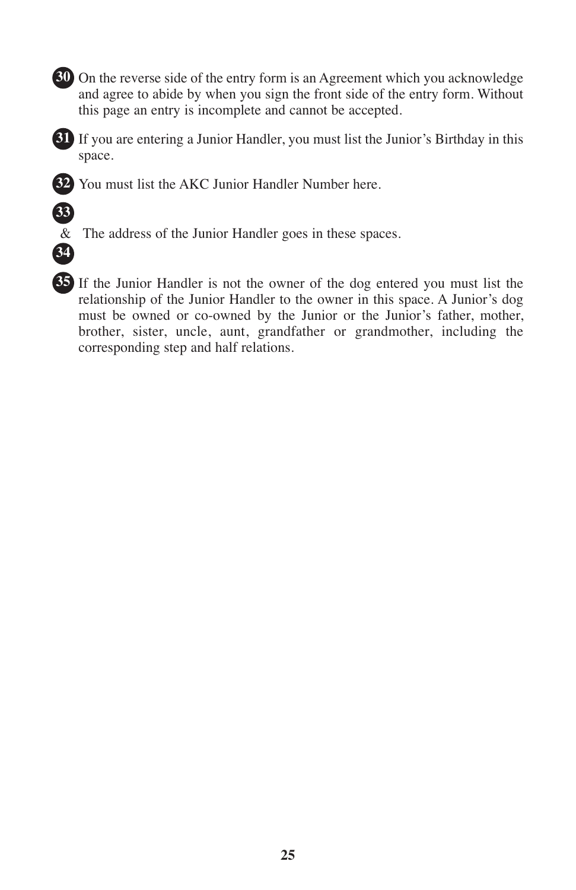**30** On the reverse side of the entry form is an Agreement which you acknowledge and agree to abide by when you sign the front side of the entry form. Without this page an entry is incomplete and cannot be accepted.

**31** If you are entering a Junior Handler, you must list the Junior's Birthday in this space.

**32** You must list the AKC Junior Handler Number here.

**33** & **34** The address of the Junior Handler goes in these spaces.

**35** If the Junior Handler is not the owner of the dog entered you must list the relationship of the Junior Handler to the owner in this space. A Junior's dog must be owned or co-owned by the Junior or the Junior's father, mother, brother, sister, uncle, aunt, grandfather or grandmother, including the corresponding step and half relations.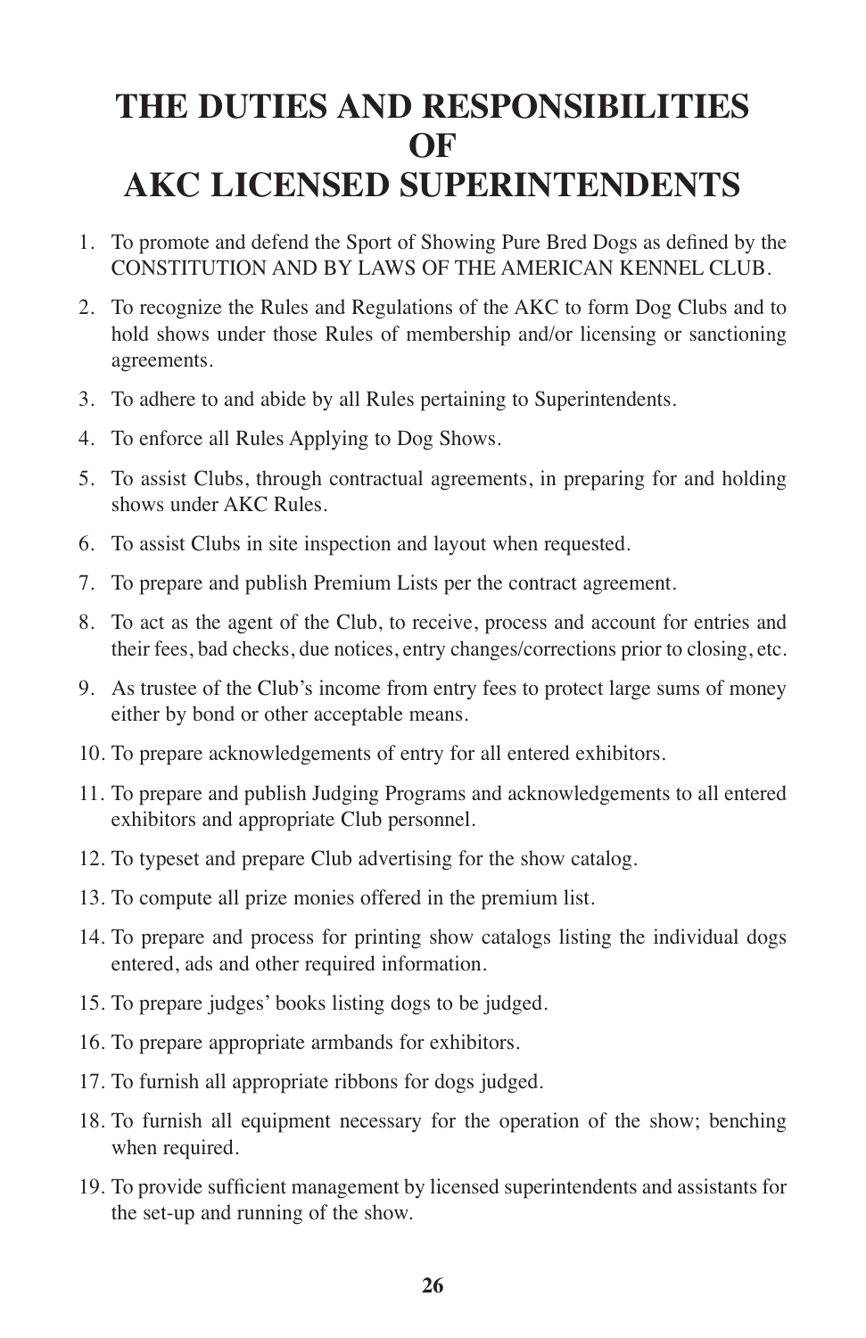# THE DUTIES AND RESPONSIBILITIES OF AKC LICENSED SUPERINTENDENTS

1. To promote and defend the Sport of Showing Pure Bred Dogs as defined by the CONSTITUTION AND BY LAWS OF THE AMERICAN KENNEL CLUB.
2. To recognize the Rules and Regulations of the AKC to form Dog Clubs and to hold shows under those Rules of membership and/or licensing or sanctioning agreements.
3. To adhere to and abide by all Rules pertaining to Superintendents.
4. To enforce all Rules Applying to Dog Shows.
5. To assist Clubs, through contractual agreements, in preparing for and holding shows under AKC Rules.
6. To assist Clubs in site inspection and layout when requested.
7. To prepare and publish Premium Lists per the contract agreement.
8. To act as the agent of the Club, to receive, process and account for entries and their fees, bad checks, due notices, entry changes/corrections prior to closing, etc.
9. As trustee of the Club's income from entry fees to protect large sums of money either by bond or other acceptable means.
10. To prepare acknowledgements of entry for all entered exhibitors.
11. To prepare and publish Judging Programs and acknowledgements to all entered exhibitors and appropriate Club personnel.
12. To typeset and prepare Club advertising for the show catalog.
13. To compute all prize monies offered in the premium list.
14. To prepare and process for printing show catalogs listing the individual dogs entered, ads and other required information.
15. To prepare judges' books listing dogs to be judged.
16. To prepare appropriate armbands for exhibitors.
17. To furnish all appropriate ribbons for dogs judged.
18. To furnish all equipment necessary for the operation of the show; benching when required.
19. To provide sufficient management by licensed superintendents and assistants for the set-up and running of the show.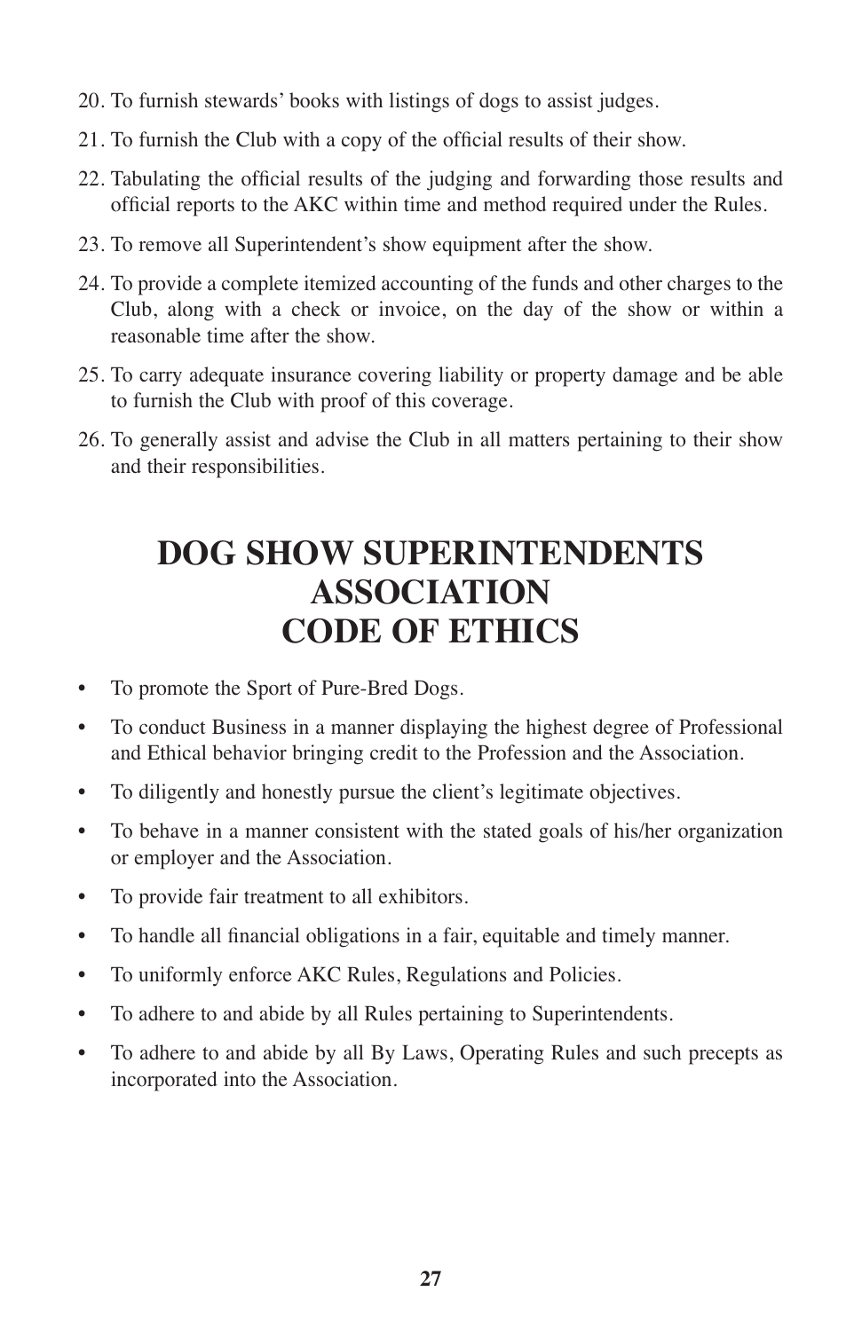20. To furnish stewards' books with listings of dogs to assist judges.
21. To furnish the Club with a copy of the official results of their show.
22. Tabulating the official results of the judging and forwarding those results and official reports to the AKC within time and method required under the Rules.
23. To remove all Superintendent's show equipment after the show.
24. To provide a complete itemized accounting of the funds and other charges to the Club, along with a check or invoice, on the day of the show or within a reasonable time after the show.
25. To carry adequate insurance covering liability or property damage and be able to furnish the Club with proof of this coverage.
26. To generally assist and advise the Club in all matters pertaining to their show and their responsibilities.

# DOG SHOW SUPERINTENDENTS ASSOCIATION CODE OF ETHICS

- To promote the Sport of Pure-Bred Dogs.
- To conduct Business in a manner displaying the highest degree of Professional and Ethical behavior bringing credit to the Profession and the Association.
- To diligently and honestly pursue the client's legitimate objectives.
- To behave in a manner consistent with the stated goals of his/her organization or employer and the Association.
- To provide fair treatment to all exhibitors.
- To handle all financial obligations in a fair, equitable and timely manner.
- To uniformly enforce AKC Rules, Regulations and Policies.
- To adhere to and abide by all Rules pertaining to Superintendents.
- To adhere to and abide by all By Laws, Operating Rules and such precepts as incorporated into the Association.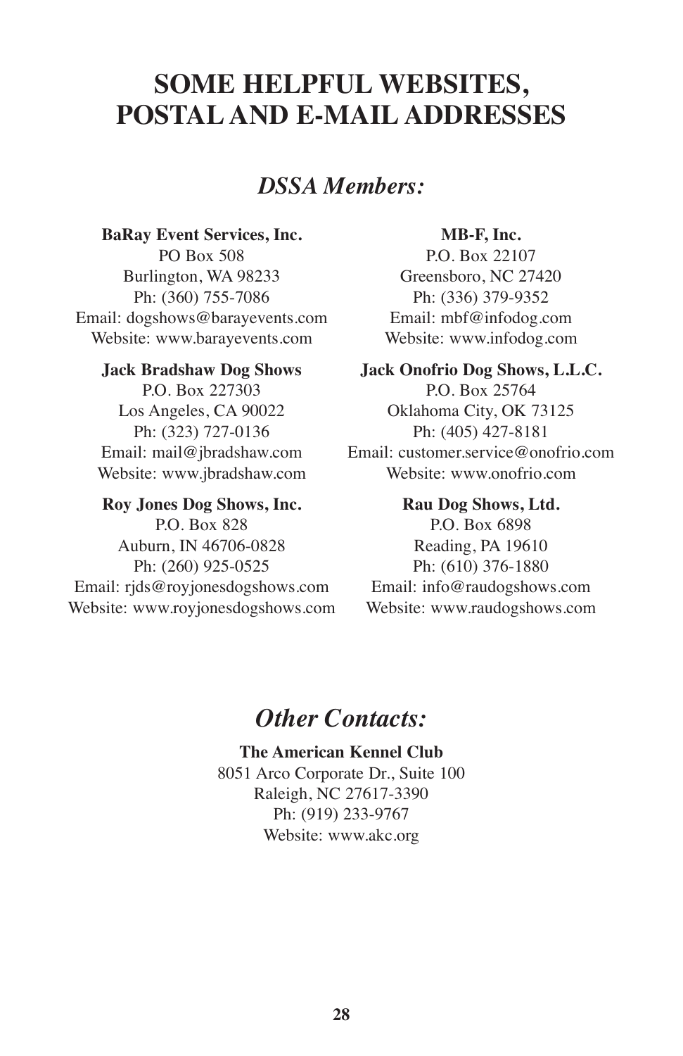# SOME HELPFUL WEBSITES, POSTAL AND E-MAIL ADDRESSES

## *DSSA Members:*

**BaRay Event Services, Inc.**
PO Box 508
Burlington, WA 98233
Ph: (360) 755-7086
Email: dogshows@barayevents.com
Website: www.barayevents.com

**Jack Bradshaw Dog Shows**
P.O. Box 227303
Los Angeles, CA 90022
Ph: (323) 727-0136
Email: mail@jbradshaw.com
Website: www.jbradshaw.com

**Roy Jones Dog Shows, Inc.**
P.O. Box 828
Auburn, IN 46706-0828
Ph: (260) 925-0525
Email: rjds@royjonesdogshows.com
Website: www.royjonesdogshows.com

**MB-F, Inc.**
P.O. Box 22107
Greensboro, NC 27420
Ph: (336) 379-9352
Email: mbf@infodog.com
Website: www.infodog.com

**Jack Onofrio Dog Shows, L.L.C.**
P.O. Box 25764
Oklahoma City, OK 73125
Ph: (405) 427-8181
Email: customer.service@onofrio.com
Website: www.onofrio.com

**Rau Dog Shows, Ltd.**
P.O. Box 6898
Reading, PA 19610
Ph: (610) 376-1880
Email: info@raudogshows.com
Website: www.raudogshows.com

## *Other Contacts:*

**The American Kennel Club**
8051 Arco Corporate Dr., Suite 100
Raleigh, NC 27617-3390
Ph: (919) 233-9767
Website: www.akc.org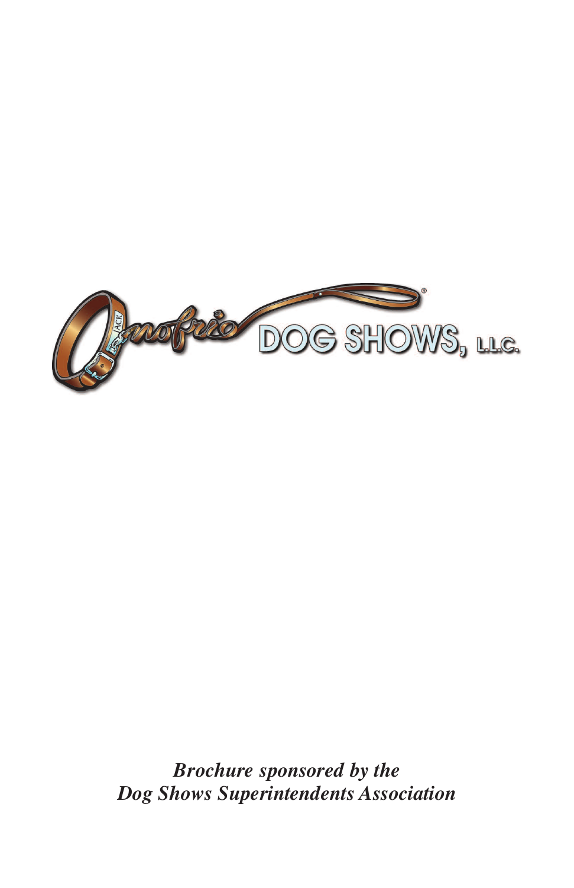Onofrio DOG SHOWS, L.L.C.®

*Brochure sponsored by the*
*Dog Shows Superintendents Association*